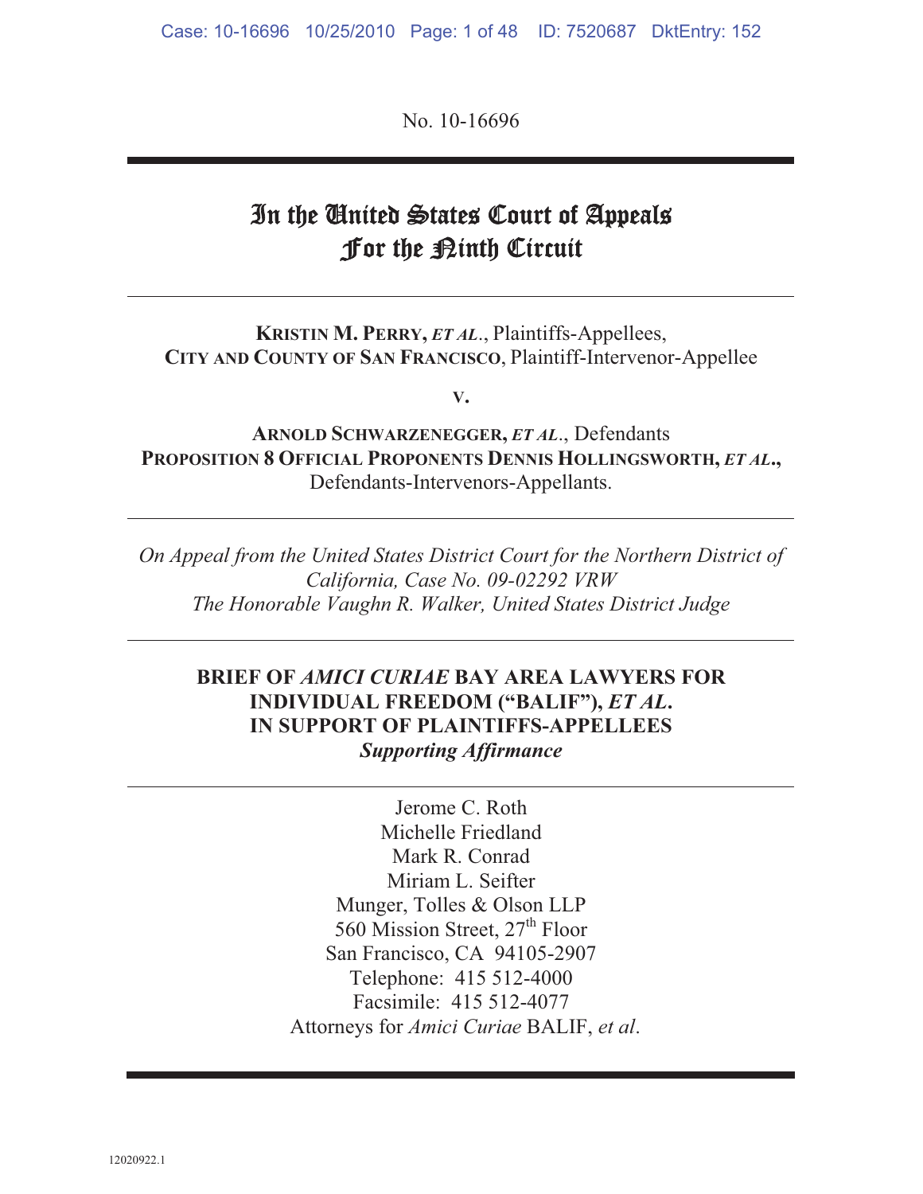No. 10-16696

# In the United States Court of Appeals For the Ninth Circuit

**KRISTIN M. PERRY, *ET AL*.**, Plaintiffs-Appellees,
**CITY AND COUNTY OF SAN FRANCISCO**, Plaintiff-Intervenor-Appellee

**v.**

**ARNOLD SCHWARZENEGGER, *ET AL*.**, Defendants
**PROPOSITION 8 OFFICIAL PROPONENTS DENNIS HOLLINGSWORTH, *ET AL*.,**
Defendants-Intervenors-Appellants.

*On Appeal from the United States District Court for the Northern District of California, Case No. 09-02292 VRW*
*The Honorable Vaughn R. Walker, United States District Judge*

**BRIEF OF *AMICI CURIAE* BAY AREA LAWYERS FOR INDIVIDUAL FREEDOM ("BALIF"), *ET AL*. IN SUPPORT OF PLAINTIFFS-APPELLEES**
***Supporting Affirmance***

Jerome C. Roth
Michelle Friedland
Mark R. Conrad
Miriam L. Seifter
Munger, Tolles & Olson LLP
560 Mission Street, 27th Floor
San Francisco, CA 94105-2907
Telephone: 415 512-4000
Facsimile: 415 512-4077
Attorneys for *Amici Curiae* BALIF, *et al*.

12020922.1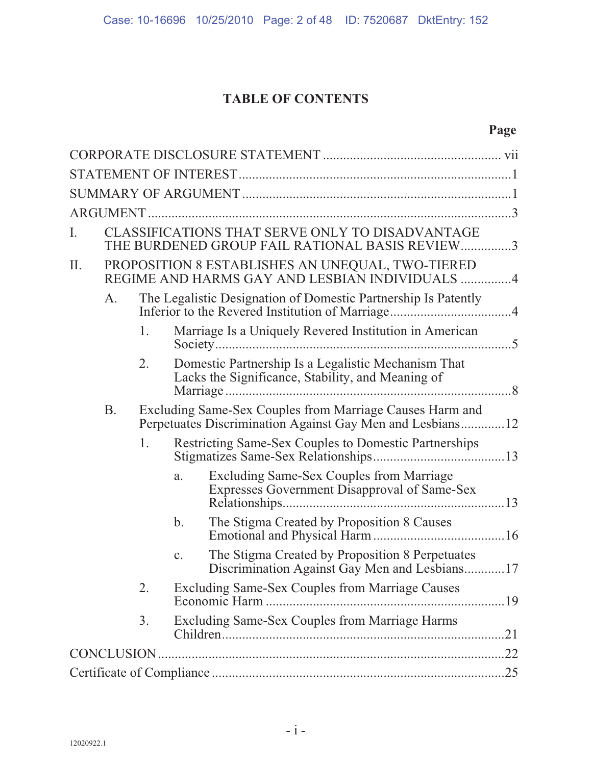# TABLE OF CONTENTS

| | Page |
|---|---|
| CORPORATE DISCLOSURE STATEMENT | vii |
| STATEMENT OF INTEREST | 1 |
| SUMMARY OF ARGUMENT | 1 |
| ARGUMENT | 3 |
| I. CLASSIFICATIONS THAT SERVE ONLY TO DISADVANTAGE THE BURDENED GROUP FAIL RATIONAL BASIS REVIEW | 3 |
| II. PROPOSITION 8 ESTABLISHES AN UNEQUAL, TWO-TIERED REGIME AND HARMS GAY AND LESBIAN INDIVIDUALS | 4 |
| A. The Legalistic Designation of Domestic Partnership Is Patently Inferior to the Revered Institution of Marriage | 4 |
| 1. Marriage Is a Uniquely Revered Institution in American Society | 5 |
| 2. Domestic Partnership Is a Legalistic Mechanism That Lacks the Significance, Stability, and Meaning of Marriage | 8 |
| B. Excluding Same-Sex Couples from Marriage Causes Harm and Perpetuates Discrimination Against Gay Men and Lesbians | 12 |
| 1. Restricting Same-Sex Couples to Domestic Partnerships Stigmatizes Same-Sex Relationships | 13 |
| a. Excluding Same-Sex Couples from Marriage Expresses Government Disapproval of Same-Sex Relationships | 13 |
| b. The Stigma Created by Proposition 8 Causes Emotional and Physical Harm | 16 |
| c. The Stigma Created by Proposition 8 Perpetuates Discrimination Against Gay Men and Lesbians | 17 |
| 2. Excluding Same-Sex Couples from Marriage Causes Economic Harm | 19 |
| 3. Excluding Same-Sex Couples from Marriage Harms Children | 21 |
| CONCLUSION | 22 |
| Certificate of Compliance | 25 |

12020922.1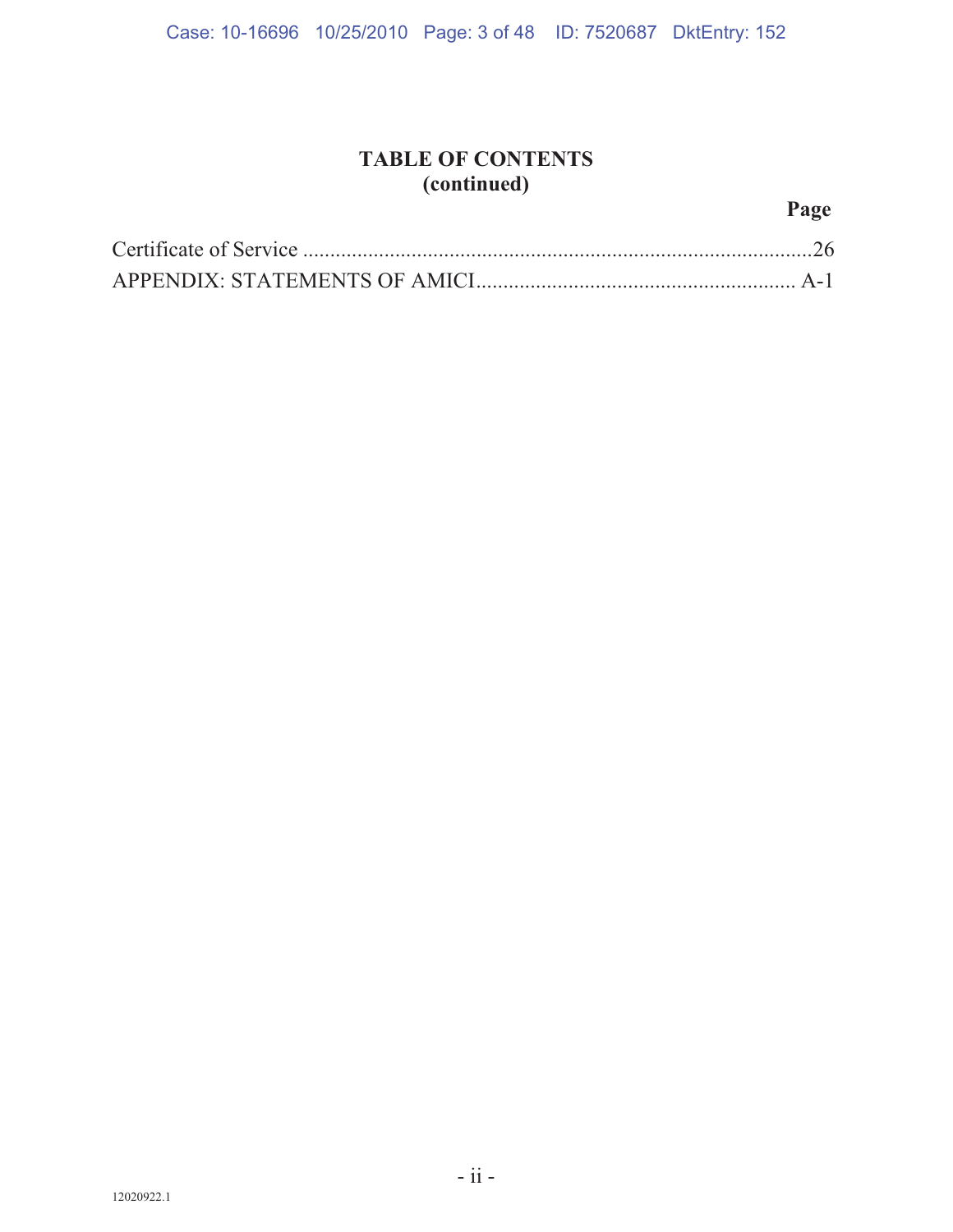## TABLE OF CONTENTS
## (continued)

| | Page |
|---|---|
| Certificate of Service | 26 |
| APPENDIX: STATEMENTS OF AMICI | A-1 |

12020922.1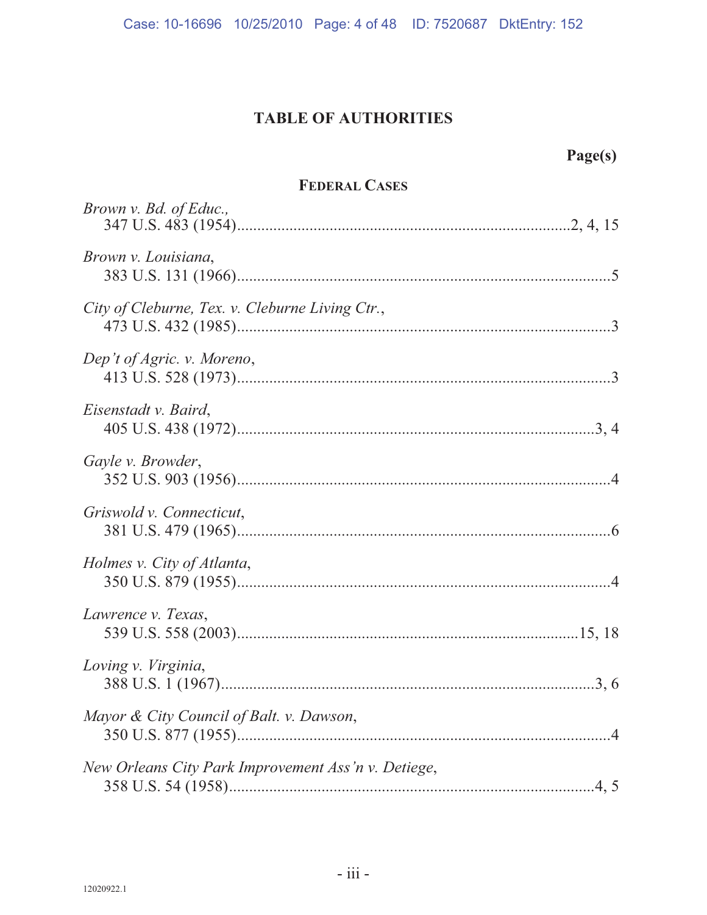# TABLE OF AUTHORITIES

**Page(s)**

## FEDERAL CASES

*Brown v. Bd. of Educ.*,
347 U.S. 483 (1954) ........................................................ 2, 4, 15

*Brown v. Louisiana*,
383 U.S. 131 (1966) ........................................................ 5

*City of Cleburne, Tex. v. Cleburne Living Ctr.*,
473 U.S. 432 (1985) ........................................................ 3

*Dep't of Agric. v. Moreno*,
413 U.S. 528 (1973) ........................................................ 3

*Eisenstadt v. Baird*,
405 U.S. 438 (1972) ........................................................ 3, 4

*Gayle v. Browder*,
352 U.S. 903 (1956) ........................................................ 4

*Griswold v. Connecticut*,
381 U.S. 479 (1965) ........................................................ 6

*Holmes v. City of Atlanta*,
350 U.S. 879 (1955) ........................................................ 4

*Lawrence v. Texas*,
539 U.S. 558 (2003) ........................................................ 15, 18

*Loving v. Virginia*,
388 U.S. 1 (1967) ........................................................ 3, 6

*Mayor & City Council of Balt. v. Dawson*,
350 U.S. 877 (1955) ........................................................ 4

*New Orleans City Park Improvement Ass'n v. Detiege*,
358 U.S. 54 (1958) ........................................................ 4, 5

12020922.1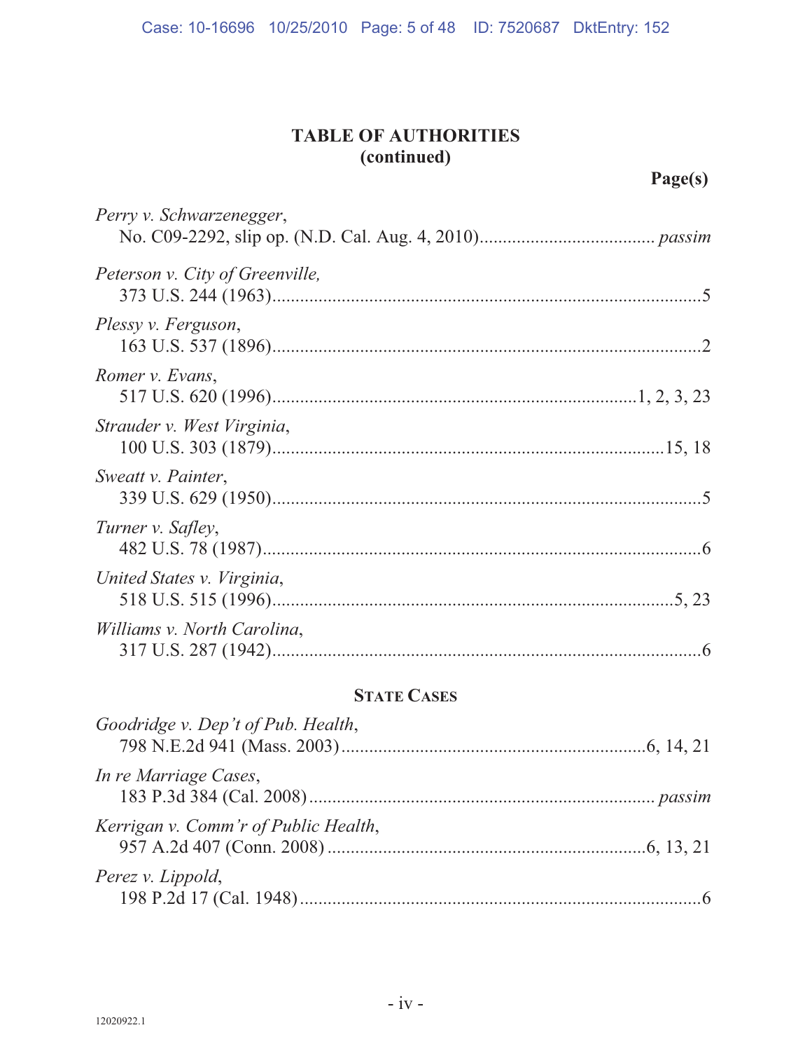# TABLE OF AUTHORITIES
## (continued)

**Page(s)**

*Perry v. Schwarzenegger*,
No. C09-2292, slip op. (N.D. Cal. Aug. 4, 2010)..................................... *passim*

*Peterson v. City of Greenville,*
373 U.S. 244 (1963)..........................................................................................5

*Plessy v. Ferguson*,
163 U.S. 537 (1896)..........................................................................................2

*Romer v. Evans*,
517 U.S. 620 (1996)............................................................................1, 2, 3, 23

*Strauder v. West Virginia*,
100 U.S. 303 (1879)...................................................................................15, 18

*Sweatt v. Painter*,
339 U.S. 629 (1950)..........................................................................................5

*Turner v. Safley*,
482 U.S. 78 (1987)............................................................................................6

*United States v. Virginia*,
518 U.S. 515 (1996).....................................................................................5, 23

*Williams v. North Carolina*,
317 U.S. 287 (1942)..........................................................................................6

### STATE CASES

*Goodridge v. Dep't of Pub. Health*,
798 N.E.2d 941 (Mass. 2003).................................................................6, 14, 21

*In re Marriage Cases*,
183 P.3d 384 (Cal. 2008)......................................................................... *passim*

*Kerrigan v. Comm'r of Public Health*,
957 A.2d 407 (Conn. 2008)....................................................................6, 13, 21

*Perez v. Lippold*,
198 P.2d 17 (Cal. 1948)......................................................................................6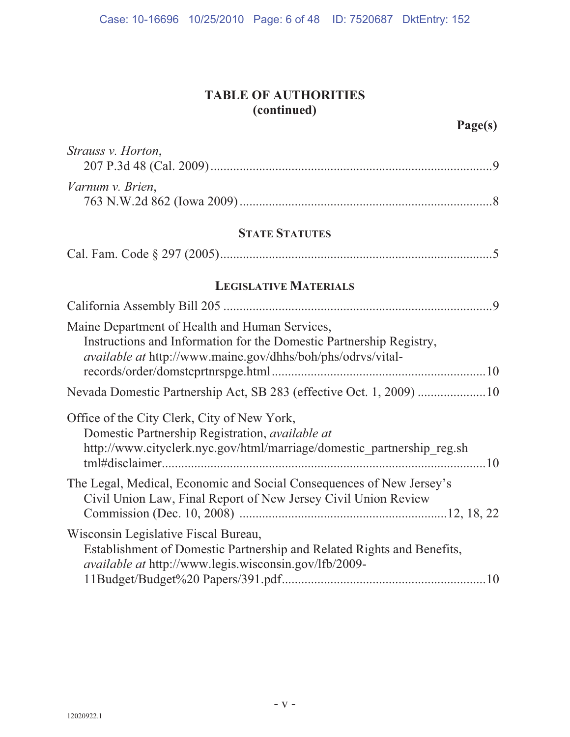# TABLE OF AUTHORITIES
**(continued)**

**Page(s)**

*Strauss v. Horton*,
207 P.3d 48 (Cal. 2009) ........................................................................................ 9

*Varnum v. Brien*,
763 N.W.2d 862 (Iowa 2009) .............................................................................. 8

## STATE STATUTES

Cal. Fam. Code § 297 (2005) .................................................................................... 5

## LEGISLATIVE MATERIALS

California Assembly Bill 205 .................................................................................... 9

Maine Department of Health and Human Services,
Instructions and Information for the Domestic Partnership Registry, *available at* http://www.maine.gov/dhhs/boh/phs/odrvs/vital-records/order/domstcprtnrspge.html ................................................................ 10

Nevada Domestic Partnership Act, SB 283 (effective Oct. 1, 2009) ..................... 10

Office of the City Clerk, City of New York,
Domestic Partnership Registration, *available at* http://www.cityclerk.nyc.gov/html/marriage/domestic_partnership_reg.shtml#disclaimer ................................................................................... 10

The Legal, Medical, Economic and Social Consequences of New Jersey's Civil Union Law, Final Report of New Jersey Civil Union Review Commission (Dec. 10, 2008) ............................................................... 12, 18, 22

Wisconsin Legislative Fiscal Bureau,
Establishment of Domestic Partnership and Related Rights and Benefits, *available at* http://www.legis.wisconsin.gov/lfb/2009-11Budget/Budget%20 Papers/391.pdf ............................................................ 10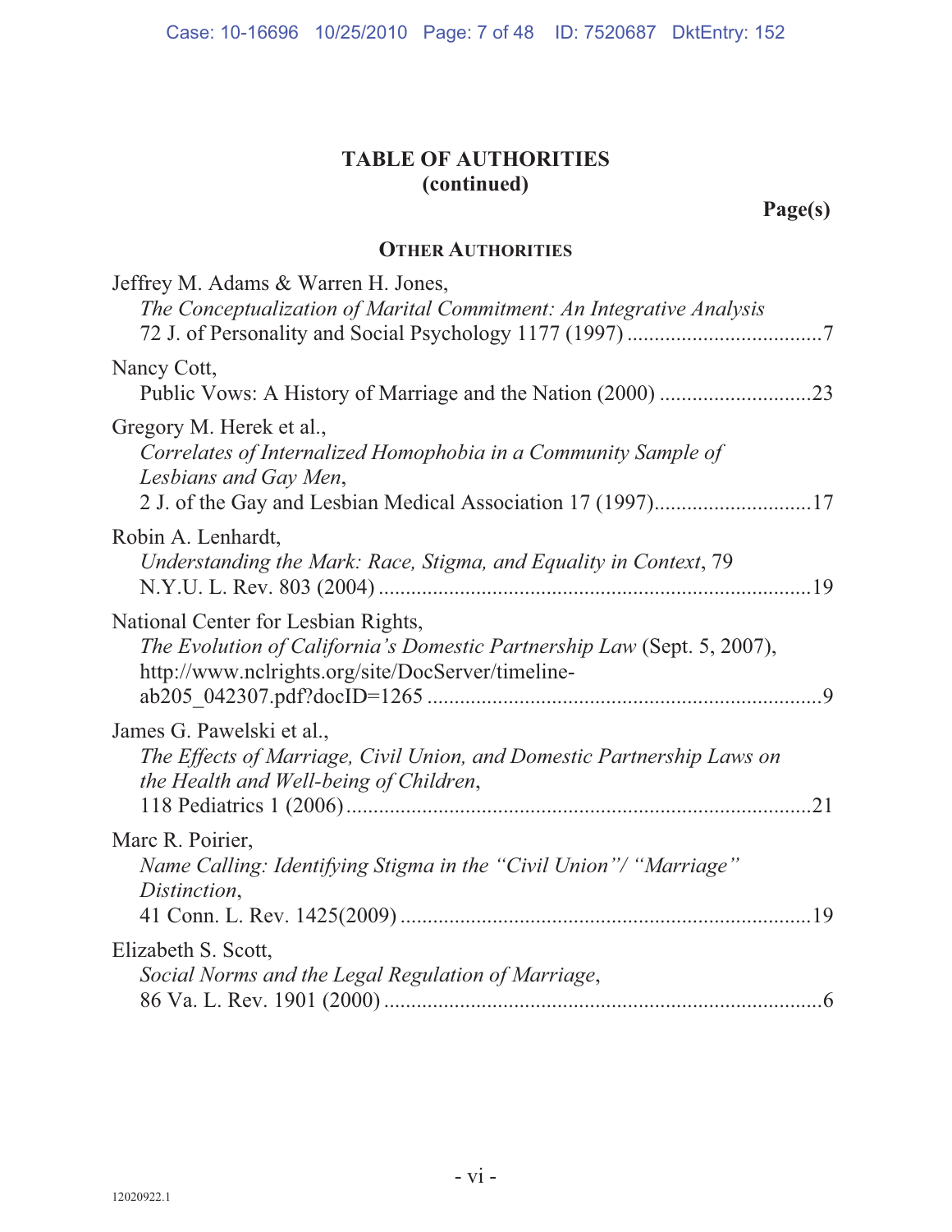# TABLE OF AUTHORITIES
**(continued)**

**Page(s)**

## OTHER AUTHORITIES

Jeffrey M. Adams & Warren H. Jones,
*The Conceptualization of Marital Commitment: An Integrative Analysis*
72 J. of Personality and Social Psychology 1177 (1997) ....................................7

Nancy Cott,
Public Vows: A History of Marriage and the Nation (2000) ............................23

Gregory M. Herek et al.,
*Correlates of Internalized Homophobia in a Community Sample of Lesbians and Gay Men*,
2 J. of the Gay and Lesbian Medical Association 17 (1997)..............................17

Robin A. Lenhardt,
*Understanding the Mark: Race, Stigma, and Equality in Context*, 79
N.Y.U. L. Rev. 803 (2004) ................................................................................19

National Center for Lesbian Rights,
*The Evolution of California's Domestic Partnership Law* (Sept. 5, 2007),
http://www.nclrights.org/site/DocServer/timeline-ab205_042307.pdf?docID=1265 .........................................................................9

James G. Pawelski et al.,
*The Effects of Marriage, Civil Union, and Domestic Partnership Laws on the Health and Well-being of Children*,
118 Pediatrics 1 (2006).....................................................................................21

Marc R. Poirier,
*Name Calling: Identifying Stigma in the "Civil Union"/ "Marriage" Distinction*,
41 Conn. L. Rev. 1425(2009) ............................................................................19

Elizabeth S. Scott,
*Social Norms and the Legal Regulation of Marriage*,
86 Va. L. Rev. 1901 (2000) .................................................................................6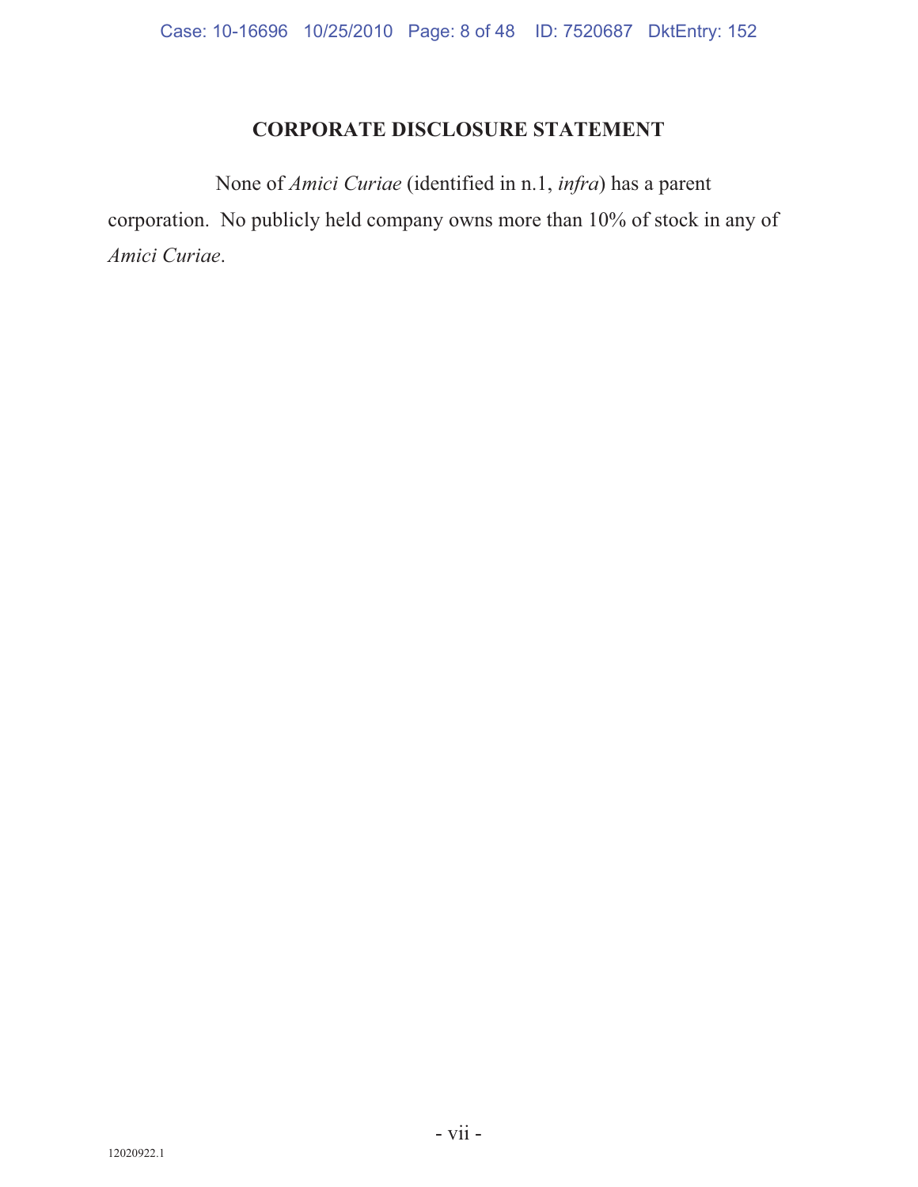# CORPORATE DISCLOSURE STATEMENT

None of *Amici Curiae* (identified in n.1, *infra*) has a parent corporation. No publicly held company owns more than 10% of stock in any of *Amici Curiae*.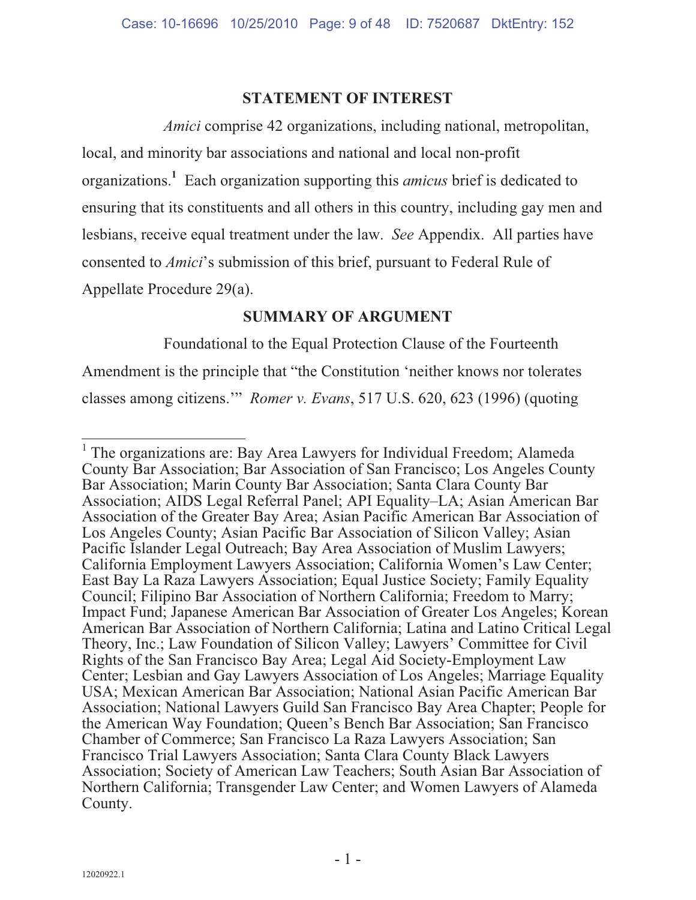## STATEMENT OF INTEREST

*Amici* comprise 42 organizations, including national, metropolitan, local, and minority bar associations and national and local non-profit organizations.[1] Each organization supporting this *amicus* brief is dedicated to ensuring that its constituents and all others in this country, including gay men and lesbians, receive equal treatment under the law. *See* Appendix. All parties have consented to *Amici*'s submission of this brief, pursuant to Federal Rule of Appellate Procedure 29(a).

## SUMMARY OF ARGUMENT

Foundational to the Equal Protection Clause of the Fourteenth Amendment is the principle that "the Constitution 'neither knows nor tolerates classes among citizens.'" *Romer v. Evans*, 517 U.S. 620, 623 (1996) (quoting

---

[1] The organizations are: Bay Area Lawyers for Individual Freedom; Alameda County Bar Association; Bar Association of San Francisco; Los Angeles County Bar Association; Marin County Bar Association; Santa Clara County Bar Association; AIDS Legal Referral Panel; API Equality–LA; Asian American Bar Association of the Greater Bay Area; Asian Pacific American Bar Association of Los Angeles County; Asian Pacific Bar Association of Silicon Valley; Asian Pacific Islander Legal Outreach; Bay Area Association of Muslim Lawyers; California Employment Lawyers Association; California Women's Law Center; East Bay La Raza Lawyers Association; Equal Justice Society; Family Equality Council; Filipino Bar Association of Northern California; Freedom to Marry; Impact Fund; Japanese American Bar Association of Greater Los Angeles; Korean American Bar Association of Northern California; Latina and Latino Critical Legal Theory, Inc.; Law Foundation of Silicon Valley; Lawyers' Committee for Civil Rights of the San Francisco Bay Area; Legal Aid Society-Employment Law Center; Lesbian and Gay Lawyers Association of Los Angeles; Marriage Equality USA; Mexican American Bar Association; National Asian Pacific American Bar Association; National Lawyers Guild San Francisco Bay Area Chapter; People for the American Way Foundation; Queen's Bench Bar Association; San Francisco Chamber of Commerce; San Francisco La Raza Lawyers Association; San Francisco Trial Lawyers Association; Santa Clara County Black Lawyers Association; Society of American Law Teachers; South Asian Bar Association of Northern California; Transgender Law Center; and Women Lawyers of Alameda County.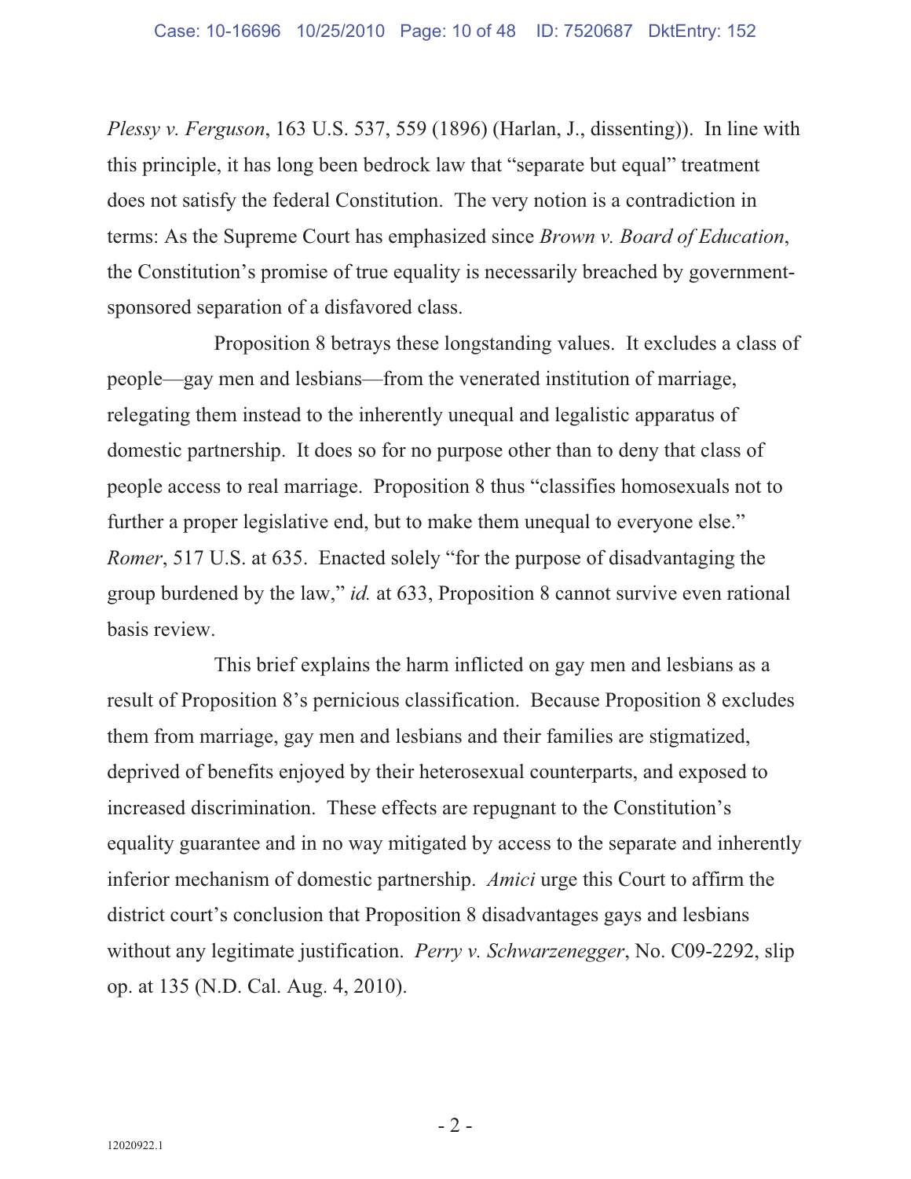*Plessy v. Ferguson*, 163 U.S. 537, 559 (1896) (Harlan, J., dissenting)). In line with this principle, it has long been bedrock law that "separate but equal" treatment does not satisfy the federal Constitution. The very notion is a contradiction in terms: As the Supreme Court has emphasized since *Brown v. Board of Education*, the Constitution's promise of true equality is necessarily breached by government-sponsored separation of a disfavored class.

Proposition 8 betrays these longstanding values. It excludes a class of people—gay men and lesbians—from the venerated institution of marriage, relegating them instead to the inherently unequal and legalistic apparatus of domestic partnership. It does so for no purpose other than to deny that class of people access to real marriage. Proposition 8 thus "classifies homosexuals not to further a proper legislative end, but to make them unequal to everyone else." *Romer*, 517 U.S. at 635. Enacted solely "for the purpose of disadvantaging the group burdened by the law," *id.* at 633, Proposition 8 cannot survive even rational basis review.

This brief explains the harm inflicted on gay men and lesbians as a result of Proposition 8's pernicious classification. Because Proposition 8 excludes them from marriage, gay men and lesbians and their families are stigmatized, deprived of benefits enjoyed by their heterosexual counterparts, and exposed to increased discrimination. These effects are repugnant to the Constitution's equality guarantee and in no way mitigated by access to the separate and inherently inferior mechanism of domestic partnership. *Amici* urge this Court to affirm the district court's conclusion that Proposition 8 disadvantages gays and lesbians without any legitimate justification. *Perry v. Schwarzenegger*, No. C09-2292, slip op. at 135 (N.D. Cal. Aug. 4, 2010).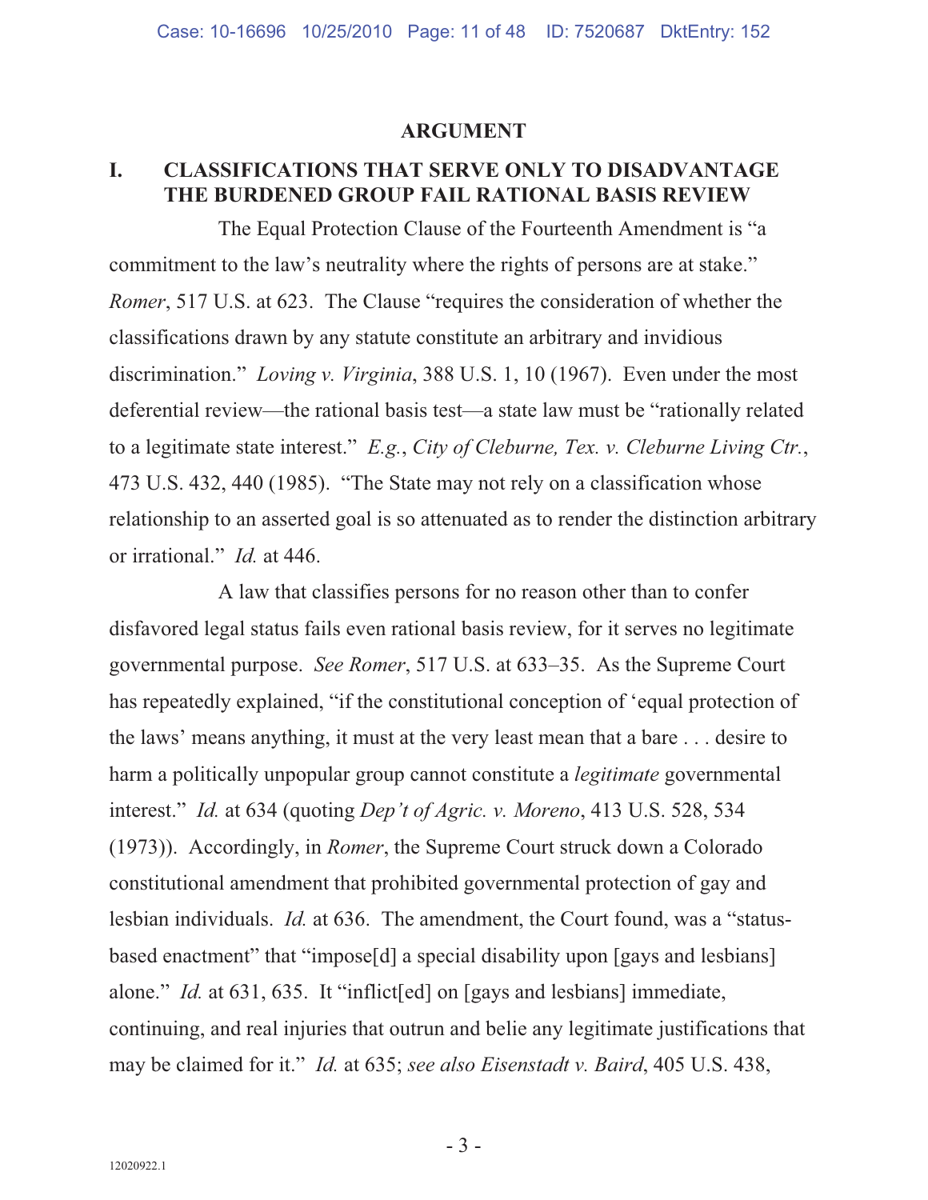## ARGUMENT

### I. CLASSIFICATIONS THAT SERVE ONLY TO DISADVANTAGE THE BURDENED GROUP FAIL RATIONAL BASIS REVIEW

The Equal Protection Clause of the Fourteenth Amendment is "a commitment to the law's neutrality where the rights of persons are at stake." *Romer*, 517 U.S. at 623. The Clause "requires the consideration of whether the classifications drawn by any statute constitute an arbitrary and invidious discrimination." *Loving v. Virginia*, 388 U.S. 1, 10 (1967). Even under the most deferential review—the rational basis test—a state law must be "rationally related to a legitimate state interest." *E.g.*, *City of Cleburne, Tex. v. Cleburne Living Ctr.*, 473 U.S. 432, 440 (1985). "The State may not rely on a classification whose relationship to an asserted goal is so attenuated as to render the distinction arbitrary or irrational." *Id.* at 446.

A law that classifies persons for no reason other than to confer disfavored legal status fails even rational basis review, for it serves no legitimate governmental purpose. *See Romer*, 517 U.S. at 633–35. As the Supreme Court has repeatedly explained, "if the constitutional conception of 'equal protection of the laws' means anything, it must at the very least mean that a bare . . . desire to harm a politically unpopular group cannot constitute a *legitimate* governmental interest." *Id.* at 634 (quoting *Dep't of Agric. v. Moreno*, 413 U.S. 528, 534 (1973)). Accordingly, in *Romer*, the Supreme Court struck down a Colorado constitutional amendment that prohibited governmental protection of gay and lesbian individuals. *Id.* at 636. The amendment, the Court found, was a "status-based enactment" that "impose[d] a special disability upon [gays and lesbians] alone." *Id.* at 631, 635. It "inflict[ed] on [gays and lesbians] immediate, continuing, and real injuries that outrun and belie any legitimate justifications that may be claimed for it." *Id.* at 635; *see also Eisenstadt v. Baird*, 405 U.S. 438,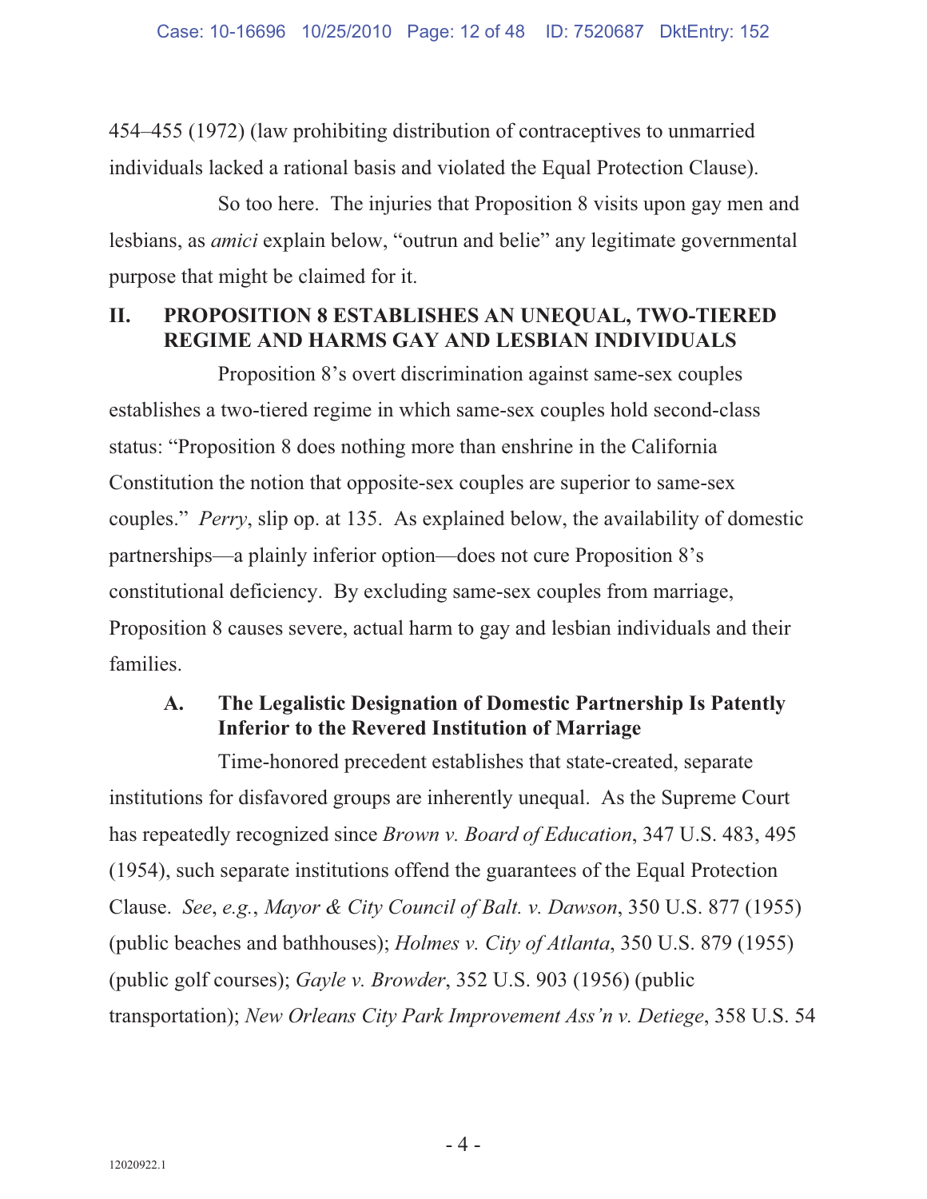454–455 (1972) (law prohibiting distribution of contraceptives to unmarried individuals lacked a rational basis and violated the Equal Protection Clause).

So too here. The injuries that Proposition 8 visits upon gay men and lesbians, as *amici* explain below, "outrun and belie" any legitimate governmental purpose that might be claimed for it.

## II. PROPOSITION 8 ESTABLISHES AN UNEQUAL, TWO-TIERED REGIME AND HARMS GAY AND LESBIAN INDIVIDUALS

Proposition 8's overt discrimination against same-sex couples establishes a two-tiered regime in which same-sex couples hold second-class status: "Proposition 8 does nothing more than enshrine in the California Constitution the notion that opposite-sex couples are superior to same-sex couples." *Perry*, slip op. at 135. As explained below, the availability of domestic partnerships—a plainly inferior option—does not cure Proposition 8's constitutional deficiency. By excluding same-sex couples from marriage, Proposition 8 causes severe, actual harm to gay and lesbian individuals and their families.

### A. The Legalistic Designation of Domestic Partnership Is Patently Inferior to the Revered Institution of Marriage

Time-honored precedent establishes that state-created, separate institutions for disfavored groups are inherently unequal. As the Supreme Court has repeatedly recognized since *Brown v. Board of Education*, 347 U.S. 483, 495 (1954), such separate institutions offend the guarantees of the Equal Protection Clause. *See*, *e.g.*, *Mayor & City Council of Balt. v. Dawson*, 350 U.S. 877 (1955) (public beaches and bathhouses); *Holmes v. City of Atlanta*, 350 U.S. 879 (1955) (public golf courses); *Gayle v. Browder*, 352 U.S. 903 (1956) (public transportation); *New Orleans City Park Improvement Ass'n v. Detiege*, 358 U.S. 54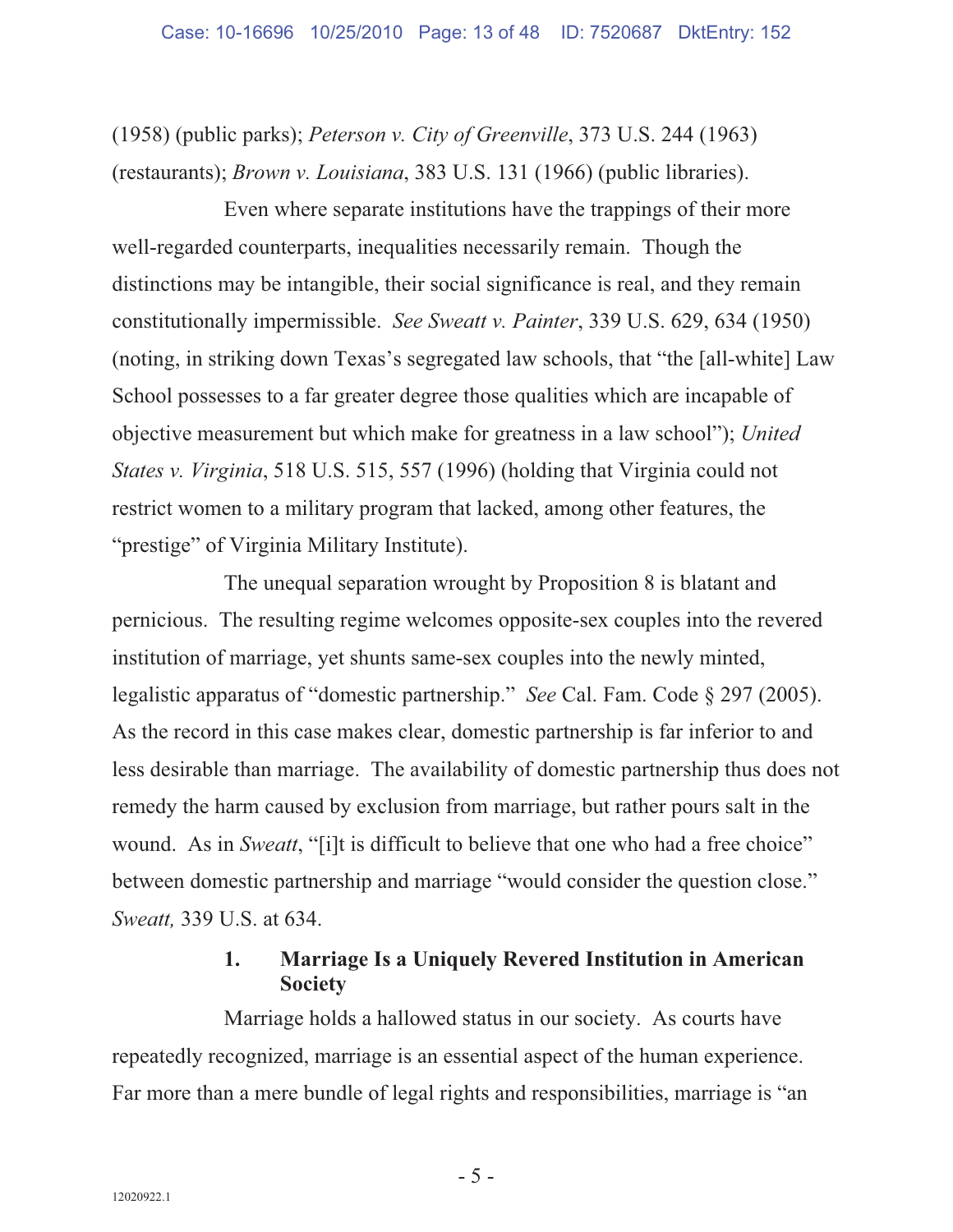(1958) (public parks); *Peterson v. City of Greenville*, 373 U.S. 244 (1963) (restaurants); *Brown v. Louisiana*, 383 U.S. 131 (1966) (public libraries).

Even where separate institutions have the trappings of their more well-regarded counterparts, inequalities necessarily remain. Though the distinctions may be intangible, their social significance is real, and they remain constitutionally impermissible. *See Sweatt v. Painter*, 339 U.S. 629, 634 (1950) (noting, in striking down Texas's segregated law schools, that "the [all-white] Law School possesses to a far greater degree those qualities which are incapable of objective measurement but which make for greatness in a law school"); *United States v. Virginia*, 518 U.S. 515, 557 (1996) (holding that Virginia could not restrict women to a military program that lacked, among other features, the "prestige" of Virginia Military Institute).

The unequal separation wrought by Proposition 8 is blatant and pernicious. The resulting regime welcomes opposite-sex couples into the revered institution of marriage, yet shunts same-sex couples into the newly minted, legalistic apparatus of "domestic partnership." *See* Cal. Fam. Code § 297 (2005). As the record in this case makes clear, domestic partnership is far inferior to and less desirable than marriage. The availability of domestic partnership thus does not remedy the harm caused by exclusion from marriage, but rather pours salt in the wound. As in *Sweatt*, "[i]t is difficult to believe that one who had a free choice" between domestic partnership and marriage "would consider the question close." *Sweatt,* 339 U.S. at 634.

### 1. Marriage Is a Uniquely Revered Institution in American Society

Marriage holds a hallowed status in our society. As courts have repeatedly recognized, marriage is an essential aspect of the human experience. Far more than a mere bundle of legal rights and responsibilities, marriage is "an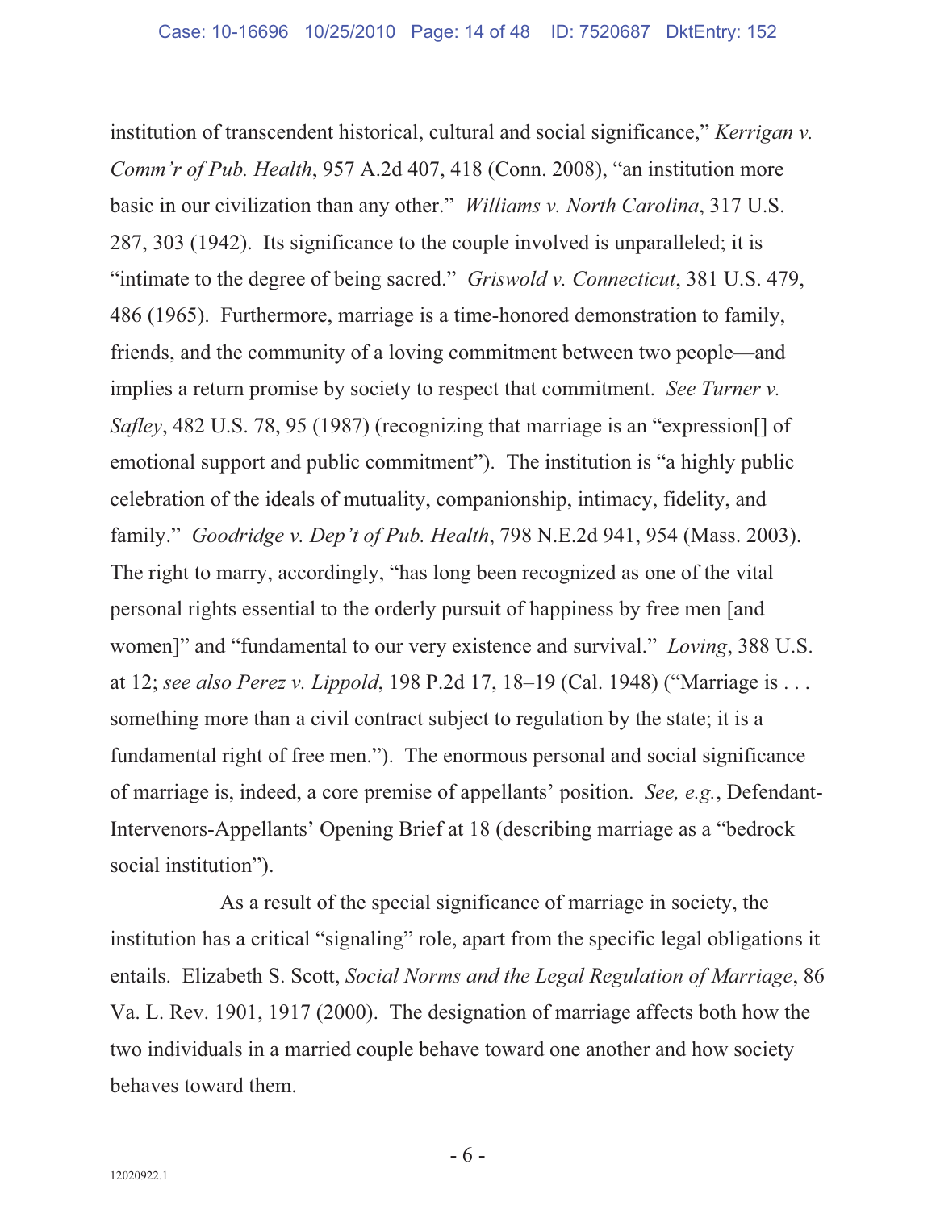institution of transcendent historical, cultural and social significance," *Kerrigan v. Comm'r of Pub. Health*, 957 A.2d 407, 418 (Conn. 2008), "an institution more basic in our civilization than any other." *Williams v. North Carolina*, 317 U.S. 287, 303 (1942). Its significance to the couple involved is unparalleled; it is "intimate to the degree of being sacred." *Griswold v. Connecticut*, 381 U.S. 479, 486 (1965). Furthermore, marriage is a time-honored demonstration to family, friends, and the community of a loving commitment between two people—and implies a return promise by society to respect that commitment. *See Turner v. Safley*, 482 U.S. 78, 95 (1987) (recognizing that marriage is an "expression[] of emotional support and public commitment"). The institution is "a highly public celebration of the ideals of mutuality, companionship, intimacy, fidelity, and family." *Goodridge v. Dep't of Pub. Health*, 798 N.E.2d 941, 954 (Mass. 2003). The right to marry, accordingly, "has long been recognized as one of the vital personal rights essential to the orderly pursuit of happiness by free men [and women]" and "fundamental to our very existence and survival." *Loving*, 388 U.S. at 12; *see also Perez v. Lippold*, 198 P.2d 17, 18–19 (Cal. 1948) ("Marriage is . . . something more than a civil contract subject to regulation by the state; it is a fundamental right of free men."). The enormous personal and social significance of marriage is, indeed, a core premise of appellants' position. *See, e.g.*, Defendant-Intervenors-Appellants' Opening Brief at 18 (describing marriage as a "bedrock social institution").

As a result of the special significance of marriage in society, the institution has a critical "signaling" role, apart from the specific legal obligations it entails. Elizabeth S. Scott, *Social Norms and the Legal Regulation of Marriage*, 86 Va. L. Rev. 1901, 1917 (2000). The designation of marriage affects both how the two individuals in a married couple behave toward one another and how society behaves toward them.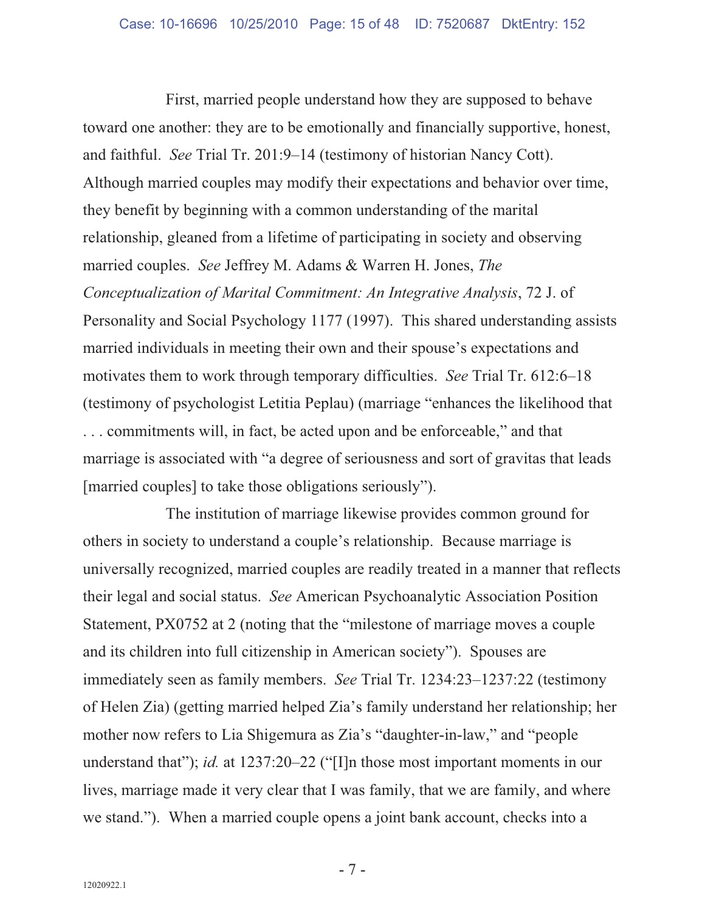First, married people understand how they are supposed to behave toward one another: they are to be emotionally and financially supportive, honest, and faithful. *See* Trial Tr. 201:9–14 (testimony of historian Nancy Cott). Although married couples may modify their expectations and behavior over time, they benefit by beginning with a common understanding of the marital relationship, gleaned from a lifetime of participating in society and observing married couples. *See* Jeffrey M. Adams & Warren H. Jones, *The Conceptualization of Marital Commitment: An Integrative Analysis*, 72 J. of Personality and Social Psychology 1177 (1997). This shared understanding assists married individuals in meeting their own and their spouse's expectations and motivates them to work through temporary difficulties. *See* Trial Tr. 612:6–18 (testimony of psychologist Letitia Peplau) (marriage "enhances the likelihood that . . . commitments will, in fact, be acted upon and be enforceable," and that marriage is associated with "a degree of seriousness and sort of gravitas that leads [married couples] to take those obligations seriously").

The institution of marriage likewise provides common ground for others in society to understand a couple's relationship. Because marriage is universally recognized, married couples are readily treated in a manner that reflects their legal and social status. *See* American Psychoanalytic Association Position Statement, PX0752 at 2 (noting that the "milestone of marriage moves a couple and its children into full citizenship in American society"). Spouses are immediately seen as family members. *See* Trial Tr. 1234:23–1237:22 (testimony of Helen Zia) (getting married helped Zia's family understand her relationship; her mother now refers to Lia Shigemura as Zia's "daughter-in-law," and "people understand that"); *id.* at 1237:20–22 ("[I]n those most important moments in our lives, marriage made it very clear that I was family, that we are family, and where we stand."). When a married couple opens a joint bank account, checks into a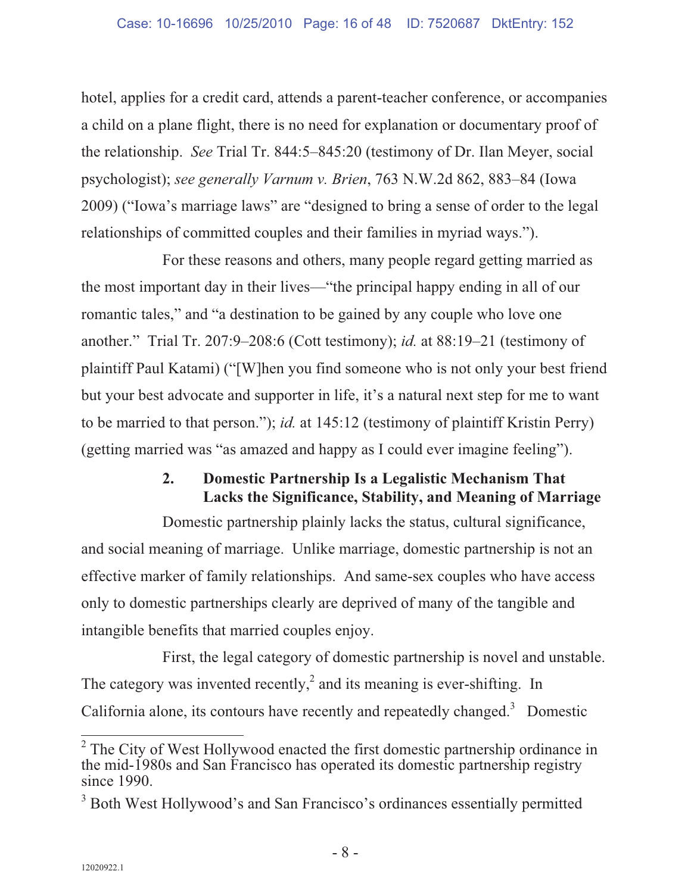hotel, applies for a credit card, attends a parent-teacher conference, or accompanies a child on a plane flight, there is no need for explanation or documentary proof of the relationship. *See* Trial Tr. 844:5–845:20 (testimony of Dr. Ilan Meyer, social psychologist); *see generally Varnum v. Brien*, 763 N.W.2d 862, 883–84 (Iowa 2009) ("Iowa's marriage laws" are "designed to bring a sense of order to the legal relationships of committed couples and their families in myriad ways.").

For these reasons and others, many people regard getting married as the most important day in their lives—"the principal happy ending in all of our romantic tales," and "a destination to be gained by any couple who love one another." Trial Tr. 207:9–208:6 (Cott testimony); *id.* at 88:19–21 (testimony of plaintiff Paul Katami) ("[W]hen you find someone who is not only your best friend but your best advocate and supporter in life, it's a natural next step for me to want to be married to that person."); *id.* at 145:12 (testimony of plaintiff Kristin Perry) (getting married was "as amazed and happy as I could ever imagine feeling").

### 2. Domestic Partnership Is a Legalistic Mechanism That Lacks the Significance, Stability, and Meaning of Marriage

Domestic partnership plainly lacks the status, cultural significance, and social meaning of marriage. Unlike marriage, domestic partnership is not an effective marker of family relationships. And same-sex couples who have access only to domestic partnerships clearly are deprived of many of the tangible and intangible benefits that married couples enjoy.

First, the legal category of domestic partnership is novel and unstable. The category was invented recently,[2] and its meaning is ever-shifting. In California alone, its contours have recently and repeatedly changed.[3] Domestic

---

[2] The City of West Hollywood enacted the first domestic partnership ordinance in the mid-1980s and San Francisco has operated its domestic partnership registry since 1990.

[3] Both West Hollywood's and San Francisco's ordinances essentially permitted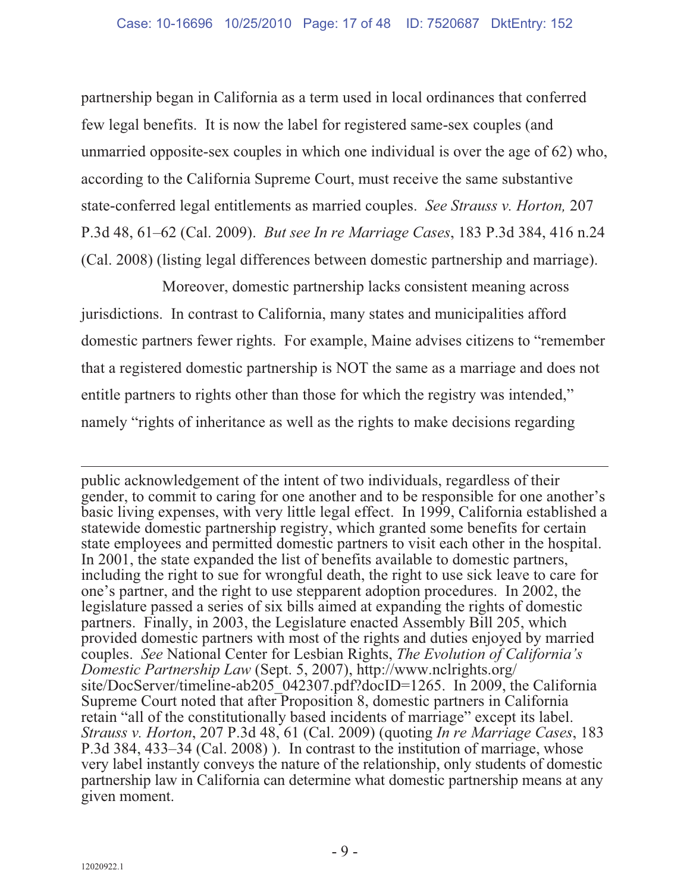partnership began in California as a term used in local ordinances that conferred few legal benefits. It is now the label for registered same-sex couples (and unmarried opposite-sex couples in which one individual is over the age of 62) who, according to the California Supreme Court, must receive the same substantive state-conferred legal entitlements as married couples. *See Strauss v. Horton,* 207 P.3d 48, 61–62 (Cal. 2009). *But see In re Marriage Cases*, 183 P.3d 384, 416 n.24 (Cal. 2008) (listing legal differences between domestic partnership and marriage).

Moreover, domestic partnership lacks consistent meaning across jurisdictions. In contrast to California, many states and municipalities afford domestic partners fewer rights. For example, Maine advises citizens to "remember that a registered domestic partnership is NOT the same as a marriage and does not entitle partners to rights other than those for which the registry was intended," namely "rights of inheritance as well as the rights to make decisions regarding

---

public acknowledgement of the intent of two individuals, regardless of their gender, to commit to caring for one another and to be responsible for one another's basic living expenses, with very little legal effect. In 1999, California established a statewide domestic partnership registry, which granted some benefits for certain state employees and permitted domestic partners to visit each other in the hospital. In 2001, the state expanded the list of benefits available to domestic partners, including the right to sue for wrongful death, the right to use sick leave to care for one's partner, and the right to use stepparent adoption procedures. In 2002, the legislature passed a series of six bills aimed at expanding the rights of domestic partners. Finally, in 2003, the Legislature enacted Assembly Bill 205, which provided domestic partners with most of the rights and duties enjoyed by married couples. *See* National Center for Lesbian Rights, *The Evolution of California's Domestic Partnership Law* (Sept. 5, 2007), http://www.nclrights.org/site/DocServer/timeline-ab205_042307.pdf?docID=1265. In 2009, the California Supreme Court noted that after Proposition 8, domestic partners in California retain "all of the constitutionally based incidents of marriage" except its label. *Strauss v. Horton*, 207 P.3d 48, 61 (Cal. 2009) (quoting *In re Marriage Cases*, 183 P.3d 384, 433–34 (Cal. 2008) ). In contrast to the institution of marriage, whose very label instantly conveys the nature of the relationship, only students of domestic partnership law in California can determine what domestic partnership means at any given moment.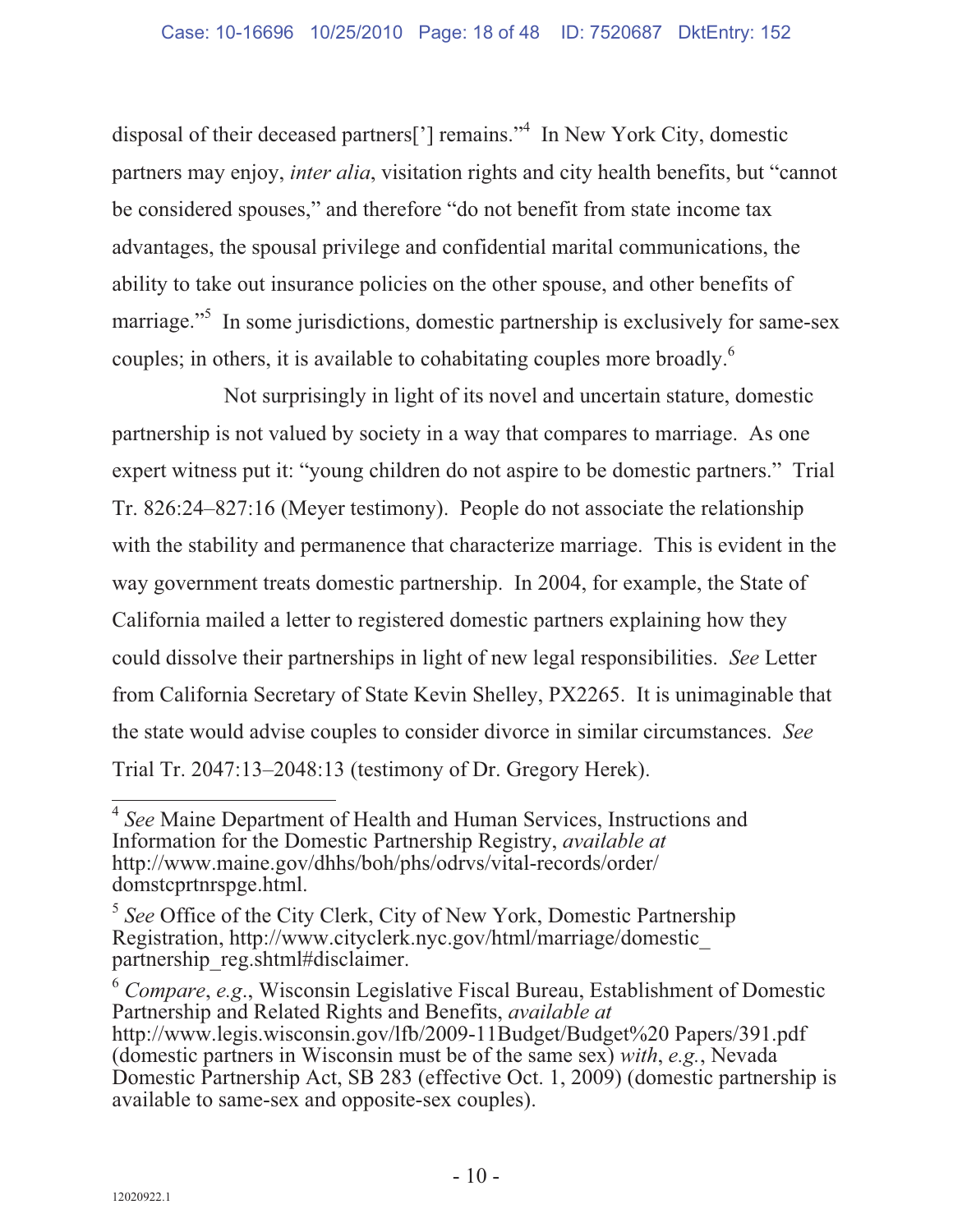disposal of their deceased partners['] remains."[4] In New York City, domestic partners may enjoy, *inter alia*, visitation rights and city health benefits, but "cannot be considered spouses," and therefore "do not benefit from state income tax advantages, the spousal privilege and confidential marital communications, the ability to take out insurance policies on the other spouse, and other benefits of marriage."[5] In some jurisdictions, domestic partnership is exclusively for same-sex couples; in others, it is available to cohabitating couples more broadly.[6]

Not surprisingly in light of its novel and uncertain stature, domestic partnership is not valued by society in a way that compares to marriage. As one expert witness put it: "young children do not aspire to be domestic partners." Trial Tr. 826:24–827:16 (Meyer testimony). People do not associate the relationship with the stability and permanence that characterize marriage. This is evident in the way government treats domestic partnership. In 2004, for example, the State of California mailed a letter to registered domestic partners explaining how they could dissolve their partnerships in light of new legal responsibilities. *See* Letter from California Secretary of State Kevin Shelley, PX2265. It is unimaginable that the state would advise couples to consider divorce in similar circumstances. *See* Trial Tr. 2047:13–2048:13 (testimony of Dr. Gregory Herek).

---

[4] *See* Maine Department of Health and Human Services, Instructions and Information for the Domestic Partnership Registry, *available at* http://www.maine.gov/dhhs/boh/phs/odrvs/vital-records/order/domstcprtnrspge.html.

[5] *See* Office of the City Clerk, City of New York, Domestic Partnership Registration, http://www.cityclerk.nyc.gov/html/marriage/domestic_partnership_reg.shtml#disclaimer.

[6] *Compare*, *e.g.*, Wisconsin Legislative Fiscal Bureau, Establishment of Domestic Partnership and Related Rights and Benefits, *available at* http://www.legis.wisconsin.gov/lfb/2009-11Budget/Budget%20 Papers/391.pdf (domestic partners in Wisconsin must be of the same sex) *with*, *e.g.*, Nevada Domestic Partnership Act, SB 283 (effective Oct. 1, 2009) (domestic partnership is available to same-sex and opposite-sex couples).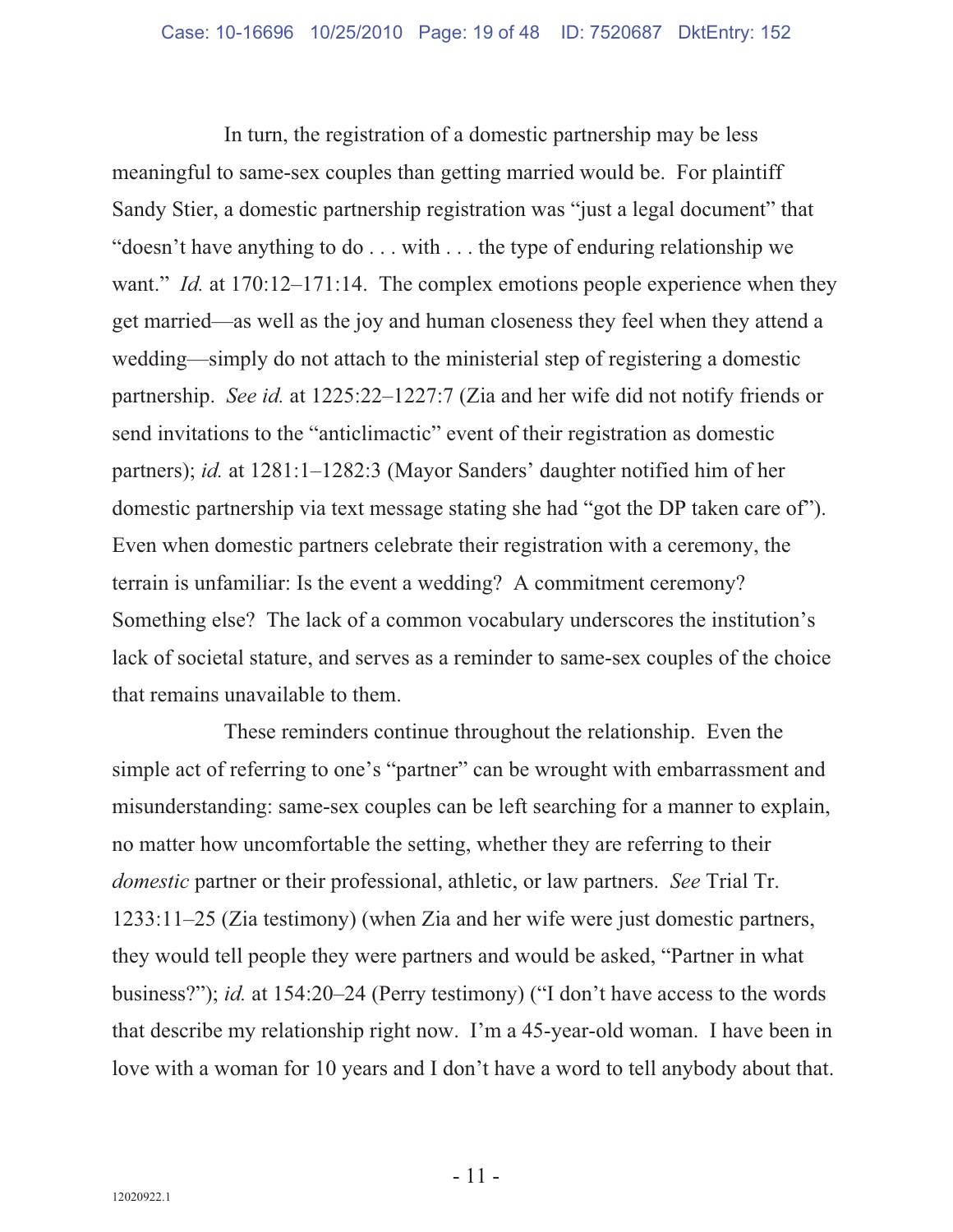In turn, the registration of a domestic partnership may be less meaningful to same-sex couples than getting married would be. For plaintiff Sandy Stier, a domestic partnership registration was "just a legal document" that "doesn't have anything to do . . . with . . . the type of enduring relationship we want." *Id.* at 170:12–171:14. The complex emotions people experience when they get married—as well as the joy and human closeness they feel when they attend a wedding—simply do not attach to the ministerial step of registering a domestic partnership. *See id.* at 1225:22–1227:7 (Zia and her wife did not notify friends or send invitations to the "anticlimactic" event of their registration as domestic partners); *id.* at 1281:1–1282:3 (Mayor Sanders' daughter notified him of her domestic partnership via text message stating she had "got the DP taken care of"). Even when domestic partners celebrate their registration with a ceremony, the terrain is unfamiliar: Is the event a wedding? A commitment ceremony? Something else? The lack of a common vocabulary underscores the institution's lack of societal stature, and serves as a reminder to same-sex couples of the choice that remains unavailable to them.

These reminders continue throughout the relationship. Even the simple act of referring to one's "partner" can be wrought with embarrassment and misunderstanding: same-sex couples can be left searching for a manner to explain, no matter how uncomfortable the setting, whether they are referring to their *domestic* partner or their professional, athletic, or law partners. *See* Trial Tr. 1233:11–25 (Zia testimony) (when Zia and her wife were just domestic partners, they would tell people they were partners and would be asked, "Partner in what business?"); *id.* at 154:20–24 (Perry testimony) ("I don't have access to the words that describe my relationship right now. I'm a 45-year-old woman. I have been in love with a woman for 10 years and I don't have a word to tell anybody about that.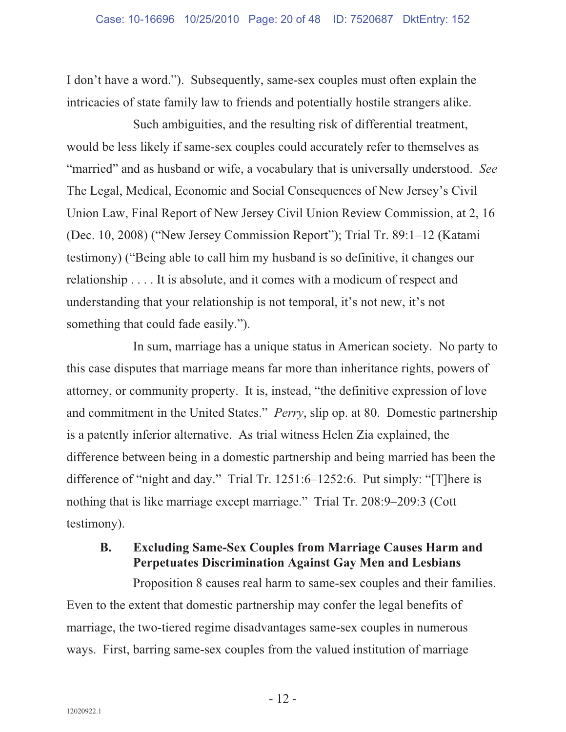I don't have a word."). Subsequently, same-sex couples must often explain the intricacies of state family law to friends and potentially hostile strangers alike.

Such ambiguities, and the resulting risk of differential treatment, would be less likely if same-sex couples could accurately refer to themselves as "married" and as husband or wife, a vocabulary that is universally understood. *See* The Legal, Medical, Economic and Social Consequences of New Jersey's Civil Union Law, Final Report of New Jersey Civil Union Review Commission, at 2, 16 (Dec. 10, 2008) ("New Jersey Commission Report"); Trial Tr. 89:1–12 (Katami testimony) ("Being able to call him my husband is so definitive, it changes our relationship . . . . It is absolute, and it comes with a modicum of respect and understanding that your relationship is not temporal, it's not new, it's not something that could fade easily.").

In sum, marriage has a unique status in American society. No party to this case disputes that marriage means far more than inheritance rights, powers of attorney, or community property. It is, instead, "the definitive expression of love and commitment in the United States." *Perry*, slip op. at 80. Domestic partnership is a patently inferior alternative. As trial witness Helen Zia explained, the difference between being in a domestic partnership and being married has been the difference of "night and day." Trial Tr. 1251:6–1252:6. Put simply: "[T]here is nothing that is like marriage except marriage." Trial Tr. 208:9–209:3 (Cott testimony).

### B. Excluding Same-Sex Couples from Marriage Causes Harm and Perpetuates Discrimination Against Gay Men and Lesbians

Proposition 8 causes real harm to same-sex couples and their families. Even to the extent that domestic partnership may confer the legal benefits of marriage, the two-tiered regime disadvantages same-sex couples in numerous ways. First, barring same-sex couples from the valued institution of marriage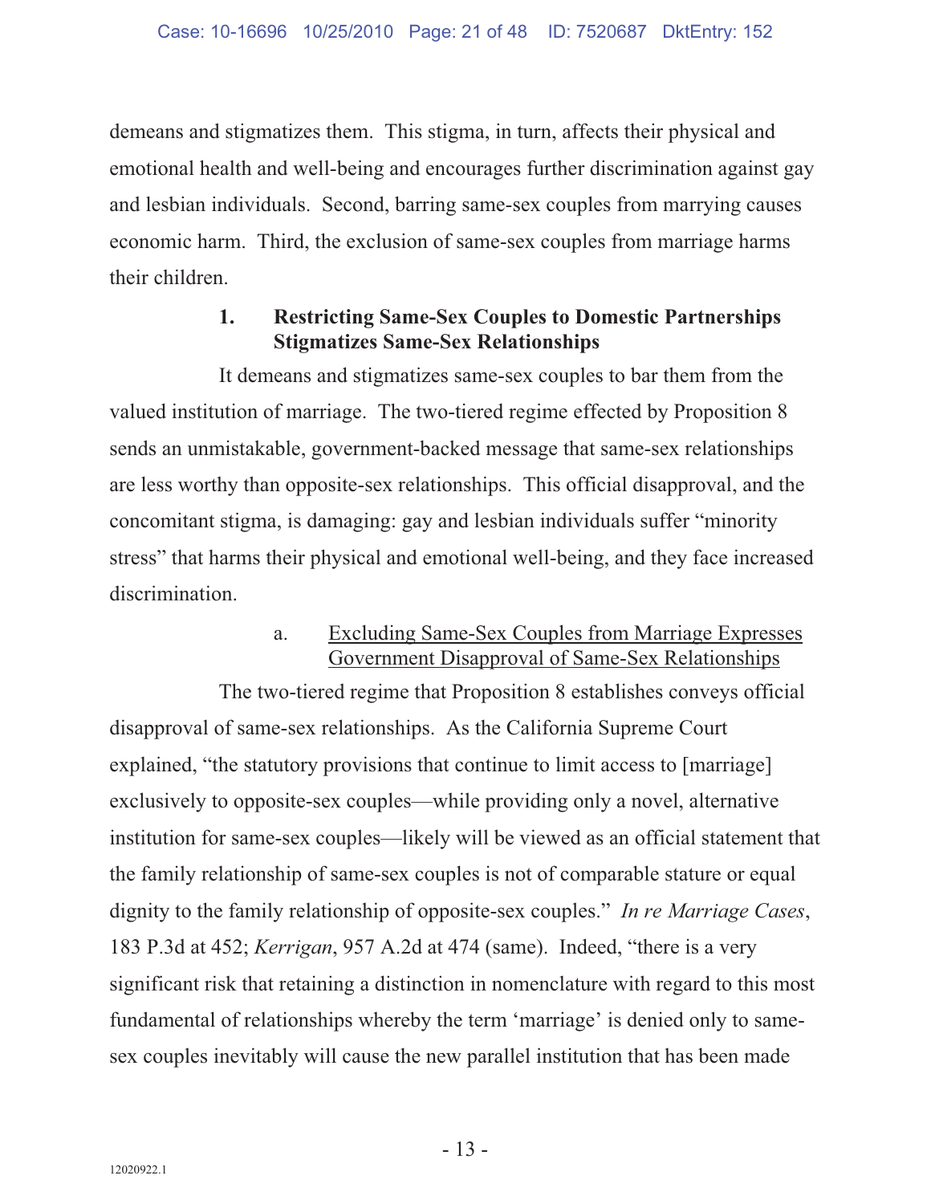demeans and stigmatizes them. This stigma, in turn, affects their physical and emotional health and well-being and encourages further discrimination against gay and lesbian individuals. Second, barring same-sex couples from marrying causes economic harm. Third, the exclusion of same-sex couples from marriage harms their children.

### 1. Restricting Same-Sex Couples to Domestic Partnerships Stigmatizes Same-Sex Relationships

It demeans and stigmatizes same-sex couples to bar them from the valued institution of marriage. The two-tiered regime effected by Proposition 8 sends an unmistakable, government-backed message that same-sex relationships are less worthy than opposite-sex relationships. This official disapproval, and the concomitant stigma, is damaging: gay and lesbian individuals suffer "minority stress" that harms their physical and emotional well-being, and they face increased discrimination.

#### a. <u>Excluding Same-Sex Couples from Marriage Expresses Government Disapproval of Same-Sex Relationships</u>

The two-tiered regime that Proposition 8 establishes conveys official disapproval of same-sex relationships. As the California Supreme Court explained, "the statutory provisions that continue to limit access to [marriage] exclusively to opposite-sex couples—while providing only a novel, alternative institution for same-sex couples—likely will be viewed as an official statement that the family relationship of same-sex couples is not of comparable stature or equal dignity to the family relationship of opposite-sex couples." *In re Marriage Cases*, 183 P.3d at 452; *Kerrigan*, 957 A.2d at 474 (same). Indeed, "there is a very significant risk that retaining a distinction in nomenclature with regard to this most fundamental of relationships whereby the term 'marriage' is denied only to same-sex couples inevitably will cause the new parallel institution that has been made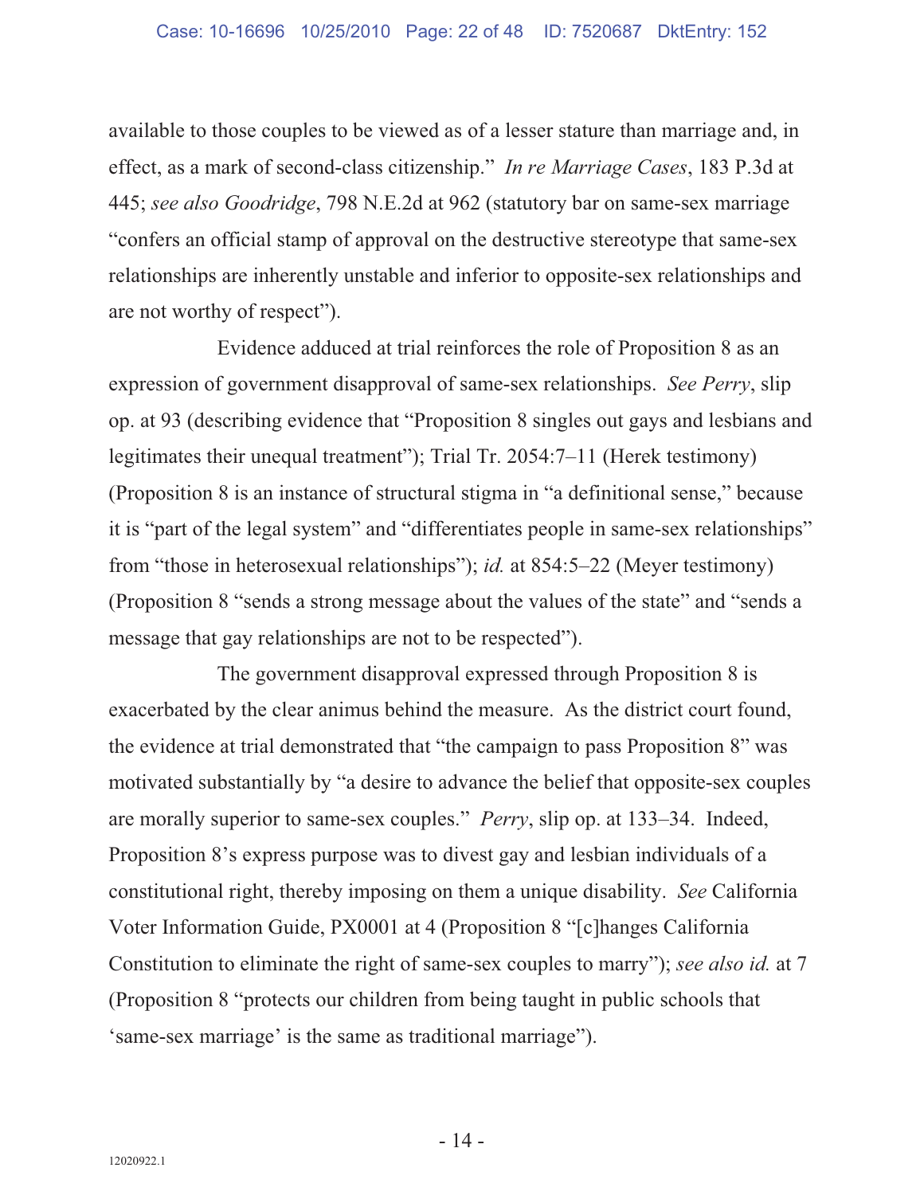available to those couples to be viewed as of a lesser stature than marriage and, in effect, as a mark of second-class citizenship." *In re Marriage Cases*, 183 P.3d at 445; *see also Goodridge*, 798 N.E.2d at 962 (statutory bar on same-sex marriage "confers an official stamp of approval on the destructive stereotype that same-sex relationships are inherently unstable and inferior to opposite-sex relationships and are not worthy of respect").

Evidence adduced at trial reinforces the role of Proposition 8 as an expression of government disapproval of same-sex relationships. *See Perry*, slip op. at 93 (describing evidence that "Proposition 8 singles out gays and lesbians and legitimates their unequal treatment"); Trial Tr. 2054:7–11 (Herek testimony) (Proposition 8 is an instance of structural stigma in "a definitional sense," because it is "part of the legal system" and "differentiates people in same-sex relationships" from "those in heterosexual relationships"); *id.* at 854:5–22 (Meyer testimony) (Proposition 8 "sends a strong message about the values of the state" and "sends a message that gay relationships are not to be respected").

The government disapproval expressed through Proposition 8 is exacerbated by the clear animus behind the measure. As the district court found, the evidence at trial demonstrated that "the campaign to pass Proposition 8" was motivated substantially by "a desire to advance the belief that opposite-sex couples are morally superior to same-sex couples." *Perry*, slip op. at 133–34. Indeed, Proposition 8's express purpose was to divest gay and lesbian individuals of a constitutional right, thereby imposing on them a unique disability. *See* California Voter Information Guide, PX0001 at 4 (Proposition 8 "[c]hanges California Constitution to eliminate the right of same-sex couples to marry"); *see also id.* at 7 (Proposition 8 "protects our children from being taught in public schools that 'same-sex marriage' is the same as traditional marriage").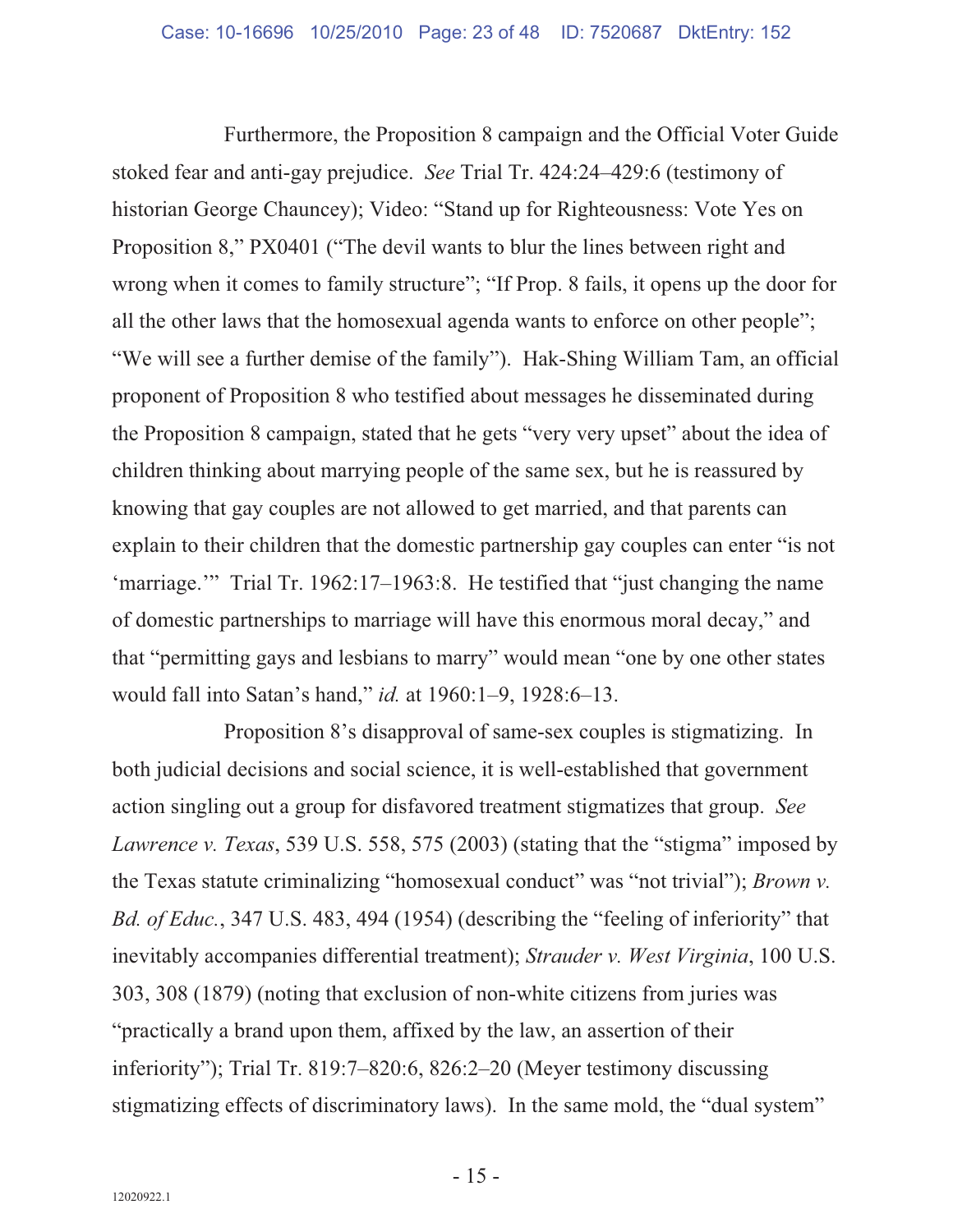Furthermore, the Proposition 8 campaign and the Official Voter Guide stoked fear and anti-gay prejudice. *See* Trial Tr. 424:24–429:6 (testimony of historian George Chauncey); Video: "Stand up for Righteousness: Vote Yes on Proposition 8," PX0401 ("The devil wants to blur the lines between right and wrong when it comes to family structure"; "If Prop. 8 fails, it opens up the door for all the other laws that the homosexual agenda wants to enforce on other people"; "We will see a further demise of the family"). Hak-Shing William Tam, an official proponent of Proposition 8 who testified about messages he disseminated during the Proposition 8 campaign, stated that he gets "very very upset" about the idea of children thinking about marrying people of the same sex, but he is reassured by knowing that gay couples are not allowed to get married, and that parents can explain to their children that the domestic partnership gay couples can enter "is not 'marriage.'" Trial Tr. 1962:17–1963:8. He testified that "just changing the name of domestic partnerships to marriage will have this enormous moral decay," and that "permitting gays and lesbians to marry" would mean "one by one other states would fall into Satan's hand," *id.* at 1960:1–9, 1928:6–13.

Proposition 8's disapproval of same-sex couples is stigmatizing. In both judicial decisions and social science, it is well-established that government action singling out a group for disfavored treatment stigmatizes that group. *See Lawrence v. Texas*, 539 U.S. 558, 575 (2003) (stating that the "stigma" imposed by the Texas statute criminalizing "homosexual conduct" was "not trivial"); *Brown v. Bd. of Educ.*, 347 U.S. 483, 494 (1954) (describing the "feeling of inferiority" that inevitably accompanies differential treatment); *Strauder v. West Virginia*, 100 U.S. 303, 308 (1879) (noting that exclusion of non-white citizens from juries was "practically a brand upon them, affixed by the law, an assertion of their inferiority"); Trial Tr. 819:7–820:6, 826:2–20 (Meyer testimony discussing stigmatizing effects of discriminatory laws). In the same mold, the "dual system"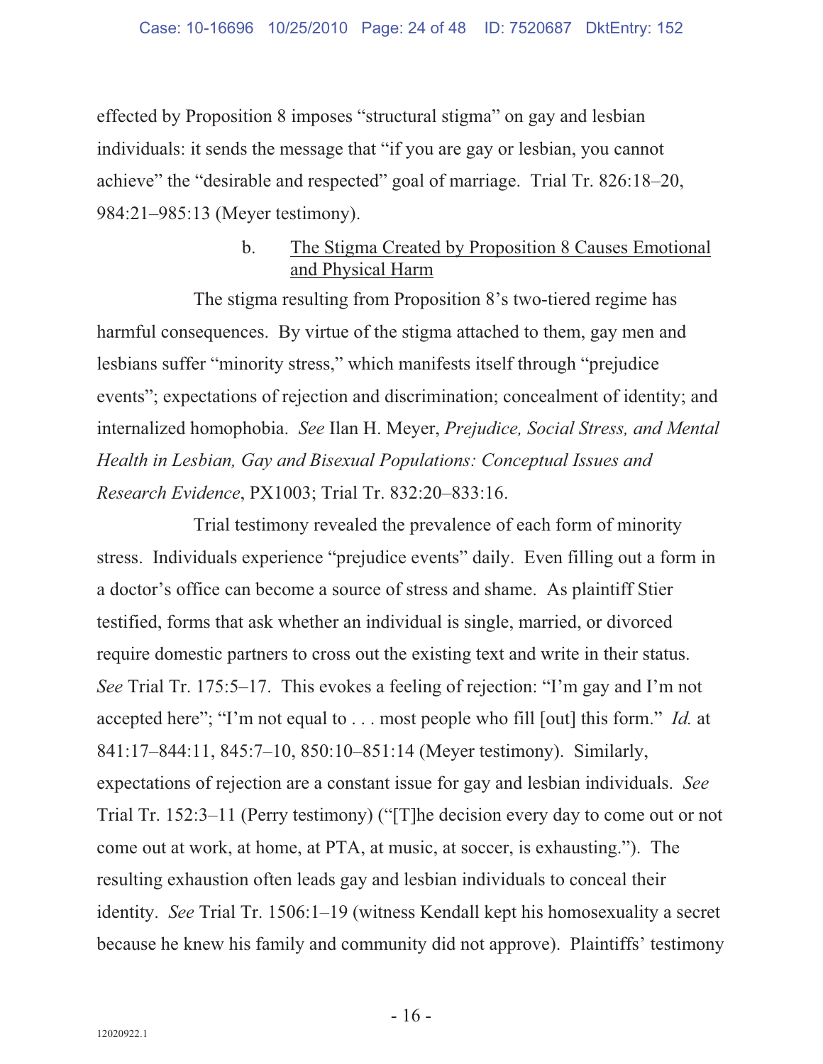effected by Proposition 8 imposes "structural stigma" on gay and lesbian individuals: it sends the message that "if you are gay or lesbian, you cannot achieve" the "desirable and respected" goal of marriage. Trial Tr. 826:18–20, 984:21–985:13 (Meyer testimony).

b. <u>The Stigma Created by Proposition 8 Causes Emotional and Physical Harm</u>

The stigma resulting from Proposition 8's two-tiered regime has harmful consequences. By virtue of the stigma attached to them, gay men and lesbians suffer "minority stress," which manifests itself through "prejudice events"; expectations of rejection and discrimination; concealment of identity; and internalized homophobia. *See* Ilan H. Meyer, *Prejudice, Social Stress, and Mental Health in Lesbian, Gay and Bisexual Populations: Conceptual Issues and Research Evidence*, PX1003; Trial Tr. 832:20–833:16.

Trial testimony revealed the prevalence of each form of minority stress. Individuals experience "prejudice events" daily. Even filling out a form in a doctor's office can become a source of stress and shame. As plaintiff Stier testified, forms that ask whether an individual is single, married, or divorced require domestic partners to cross out the existing text and write in their status. *See* Trial Tr. 175:5–17. This evokes a feeling of rejection: "I'm gay and I'm not accepted here"; "I'm not equal to . . . most people who fill [out] this form." *Id.* at 841:17–844:11, 845:7–10, 850:10–851:14 (Meyer testimony). Similarly, expectations of rejection are a constant issue for gay and lesbian individuals. *See* Trial Tr. 152:3–11 (Perry testimony) ("[T]he decision every day to come out or not come out at work, at home, at PTA, at music, at soccer, is exhausting."). The resulting exhaustion often leads gay and lesbian individuals to conceal their identity. *See* Trial Tr. 1506:1–19 (witness Kendall kept his homosexuality a secret because he knew his family and community did not approve). Plaintiffs' testimony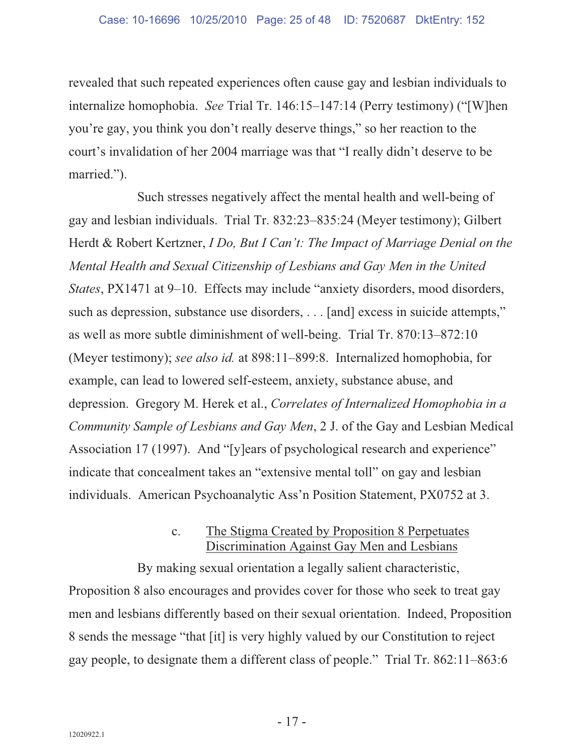revealed that such repeated experiences often cause gay and lesbian individuals to internalize homophobia. *See* Trial Tr. 146:15–147:14 (Perry testimony) ("[W]hen you're gay, you think you don't really deserve things," so her reaction to the court's invalidation of her 2004 marriage was that "I really didn't deserve to be married.").

Such stresses negatively affect the mental health and well-being of gay and lesbian individuals. Trial Tr. 832:23–835:24 (Meyer testimony); Gilbert Herdt & Robert Kertzner, *I Do, But I Can't: The Impact of Marriage Denial on the Mental Health and Sexual Citizenship of Lesbians and Gay Men in the United States*, PX1471 at 9–10. Effects may include "anxiety disorders, mood disorders, such as depression, substance use disorders, . . . [and] excess in suicide attempts," as well as more subtle diminishment of well-being. Trial Tr. 870:13–872:10 (Meyer testimony); *see also id.* at 898:11–899:8. Internalized homophobia, for example, can lead to lowered self-esteem, anxiety, substance abuse, and depression. Gregory M. Herek et al., *Correlates of Internalized Homophobia in a Community Sample of Lesbians and Gay Men*, 2 J. of the Gay and Lesbian Medical Association 17 (1997). And "[y]ears of psychological research and experience" indicate that concealment takes an "extensive mental toll" on gay and lesbian individuals. American Psychoanalytic Ass'n Position Statement, PX0752 at 3.

#### c. The Stigma Created by Proposition 8 Perpetuates Discrimination Against Gay Men and Lesbians

By making sexual orientation a legally salient characteristic, Proposition 8 also encourages and provides cover for those who seek to treat gay men and lesbians differently based on their sexual orientation. Indeed, Proposition 8 sends the message "that [it] is very highly valued by our Constitution to reject gay people, to designate them a different class of people." Trial Tr. 862:11–863:6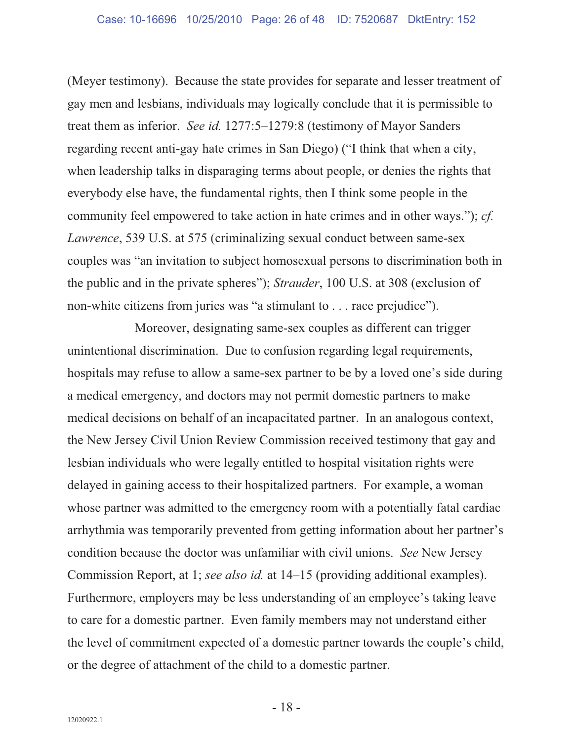(Meyer testimony). Because the state provides for separate and lesser treatment of gay men and lesbians, individuals may logically conclude that it is permissible to treat them as inferior. *See id.* 1277:5–1279:8 (testimony of Mayor Sanders regarding recent anti-gay hate crimes in San Diego) ("I think that when a city, when leadership talks in disparaging terms about people, or denies the rights that everybody else have, the fundamental rights, then I think some people in the community feel empowered to take action in hate crimes and in other ways."); *cf. Lawrence*, 539 U.S. at 575 (criminalizing sexual conduct between same-sex couples was "an invitation to subject homosexual persons to discrimination both in the public and in the private spheres"); *Strauder*, 100 U.S. at 308 (exclusion of non-white citizens from juries was "a stimulant to . . . race prejudice").

Moreover, designating same-sex couples as different can trigger unintentional discrimination. Due to confusion regarding legal requirements, hospitals may refuse to allow a same-sex partner to be by a loved one's side during a medical emergency, and doctors may not permit domestic partners to make medical decisions on behalf of an incapacitated partner. In an analogous context, the New Jersey Civil Union Review Commission received testimony that gay and lesbian individuals who were legally entitled to hospital visitation rights were delayed in gaining access to their hospitalized partners. For example, a woman whose partner was admitted to the emergency room with a potentially fatal cardiac arrhythmia was temporarily prevented from getting information about her partner's condition because the doctor was unfamiliar with civil unions. *See* New Jersey Commission Report, at 1; *see also id.* at 14–15 (providing additional examples). Furthermore, employers may be less understanding of an employee's taking leave to care for a domestic partner. Even family members may not understand either the level of commitment expected of a domestic partner towards the couple's child, or the degree of attachment of the child to a domestic partner.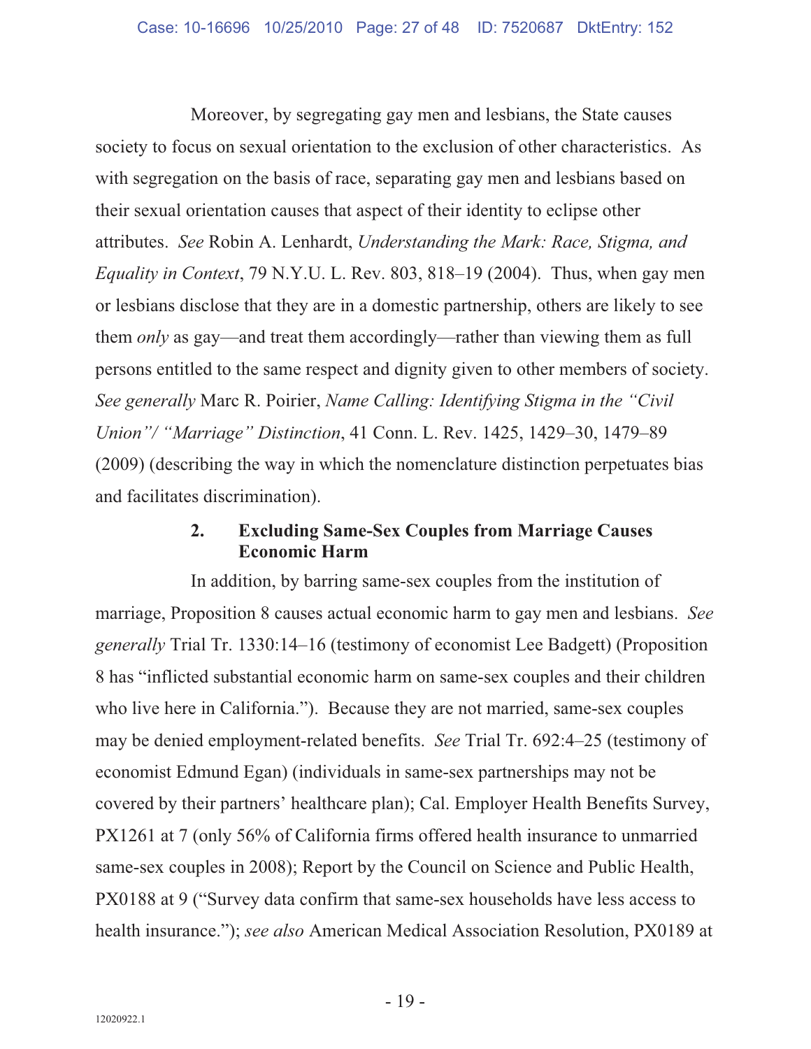Moreover, by segregating gay men and lesbians, the State causes society to focus on sexual orientation to the exclusion of other characteristics. As with segregation on the basis of race, separating gay men and lesbians based on their sexual orientation causes that aspect of their identity to eclipse other attributes. *See* Robin A. Lenhardt, *Understanding the Mark: Race, Stigma, and Equality in Context*, 79 N.Y.U. L. Rev. 803, 818–19 (2004). Thus, when gay men or lesbians disclose that they are in a domestic partnership, others are likely to see them *only* as gay—and treat them accordingly—rather than viewing them as full persons entitled to the same respect and dignity given to other members of society. *See generally* Marc R. Poirier, *Name Calling: Identifying Stigma in the "Civil Union"/ "Marriage" Distinction*, 41 Conn. L. Rev. 1425, 1429–30, 1479–89 (2009) (describing the way in which the nomenclature distinction perpetuates bias and facilitates discrimination).

### 2. Excluding Same-Sex Couples from Marriage Causes Economic Harm

In addition, by barring same-sex couples from the institution of marriage, Proposition 8 causes actual economic harm to gay men and lesbians. *See generally* Trial Tr. 1330:14–16 (testimony of economist Lee Badgett) (Proposition 8 has "inflicted substantial economic harm on same-sex couples and their children who live here in California."). Because they are not married, same-sex couples may be denied employment-related benefits. *See* Trial Tr. 692:4–25 (testimony of economist Edmund Egan) (individuals in same-sex partnerships may not be covered by their partners' healthcare plan); Cal. Employer Health Benefits Survey, PX1261 at 7 (only 56% of California firms offered health insurance to unmarried same-sex couples in 2008); Report by the Council on Science and Public Health, PX0188 at 9 ("Survey data confirm that same-sex households have less access to health insurance."); *see also* American Medical Association Resolution, PX0189 at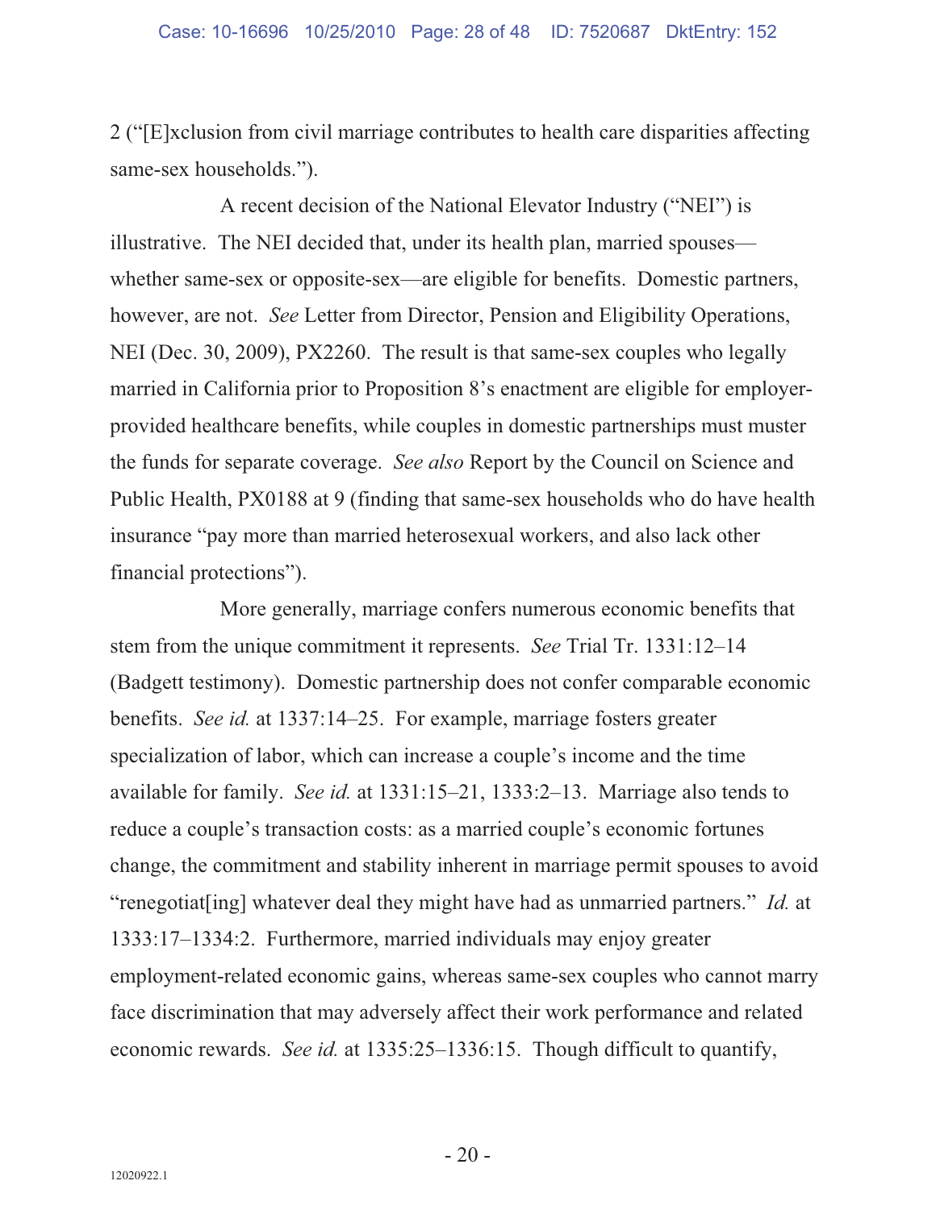2 ("[E]xclusion from civil marriage contributes to health care disparities affecting same-sex households.").

A recent decision of the National Elevator Industry ("NEI") is illustrative. The NEI decided that, under its health plan, married spouses—whether same-sex or opposite-sex—are eligible for benefits. Domestic partners, however, are not. *See* Letter from Director, Pension and Eligibility Operations, NEI (Dec. 30, 2009), PX2260. The result is that same-sex couples who legally married in California prior to Proposition 8's enactment are eligible for employer-provided healthcare benefits, while couples in domestic partnerships must muster the funds for separate coverage. *See also* Report by the Council on Science and Public Health, PX0188 at 9 (finding that same-sex households who do have health insurance "pay more than married heterosexual workers, and also lack other financial protections").

More generally, marriage confers numerous economic benefits that stem from the unique commitment it represents. *See* Trial Tr. 1331:12–14 (Badgett testimony). Domestic partnership does not confer comparable economic benefits. *See id.* at 1337:14–25. For example, marriage fosters greater specialization of labor, which can increase a couple's income and the time available for family. *See id.* at 1331:15–21, 1333:2–13. Marriage also tends to reduce a couple's transaction costs: as a married couple's economic fortunes change, the commitment and stability inherent in marriage permit spouses to avoid "renegotiat[ing] whatever deal they might have had as unmarried partners." *Id.* at 1333:17–1334:2. Furthermore, married individuals may enjoy greater employment-related economic gains, whereas same-sex couples who cannot marry face discrimination that may adversely affect their work performance and related economic rewards. *See id.* at 1335:25–1336:15. Though difficult to quantify,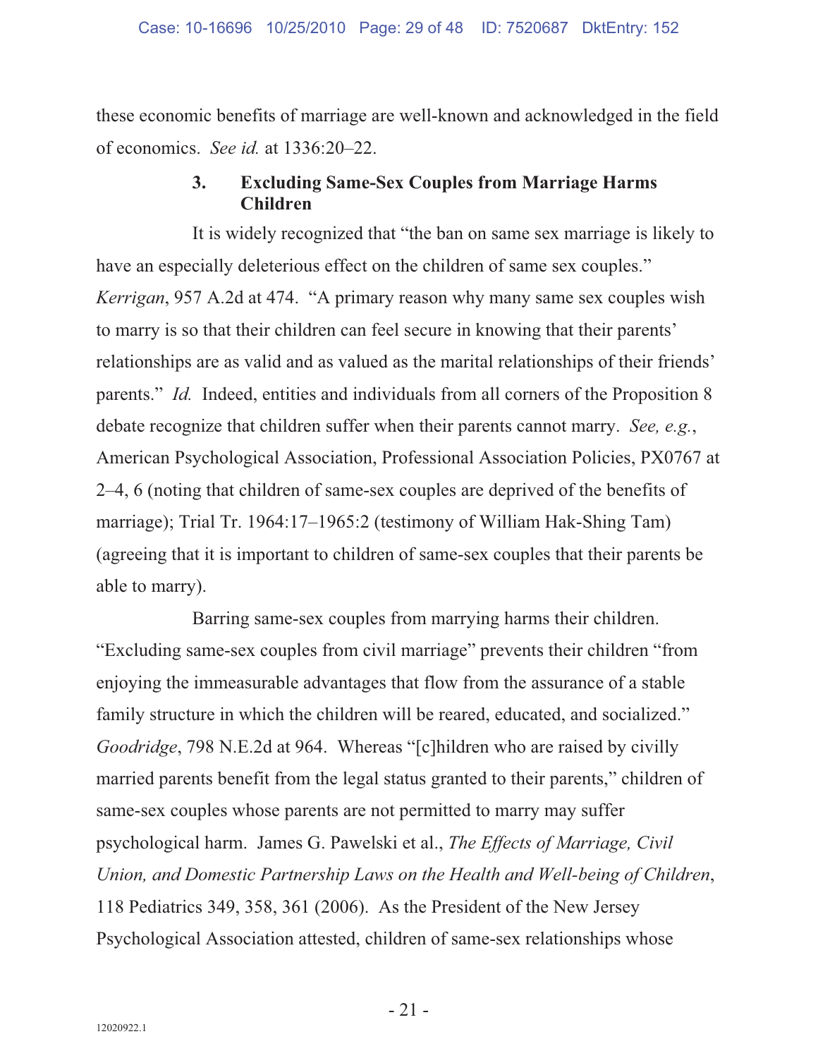these economic benefits of marriage are well-known and acknowledged in the field of economics. *See id.* at 1336:20–22.

### 3. Excluding Same-Sex Couples from Marriage Harms Children

It is widely recognized that "the ban on same sex marriage is likely to have an especially deleterious effect on the children of same sex couples." *Kerrigan*, 957 A.2d at 474. "A primary reason why many same sex couples wish to marry is so that their children can feel secure in knowing that their parents' relationships are as valid and as valued as the marital relationships of their friends' parents." *Id.* Indeed, entities and individuals from all corners of the Proposition 8 debate recognize that children suffer when their parents cannot marry. *See, e.g.*, American Psychological Association, Professional Association Policies, PX0767 at 2–4, 6 (noting that children of same-sex couples are deprived of the benefits of marriage); Trial Tr. 1964:17–1965:2 (testimony of William Hak-Shing Tam) (agreeing that it is important to children of same-sex couples that their parents be able to marry).

Barring same-sex couples from marrying harms their children. "Excluding same-sex couples from civil marriage" prevents their children "from enjoying the immeasurable advantages that flow from the assurance of a stable family structure in which the children will be reared, educated, and socialized." *Goodridge*, 798 N.E.2d at 964. Whereas "[c]hildren who are raised by civilly married parents benefit from the legal status granted to their parents," children of same-sex couples whose parents are not permitted to marry may suffer psychological harm. James G. Pawelski et al., *The Effects of Marriage, Civil Union, and Domestic Partnership Laws on the Health and Well-being of Children*, 118 Pediatrics 349, 358, 361 (2006). As the President of the New Jersey Psychological Association attested, children of same-sex relationships whose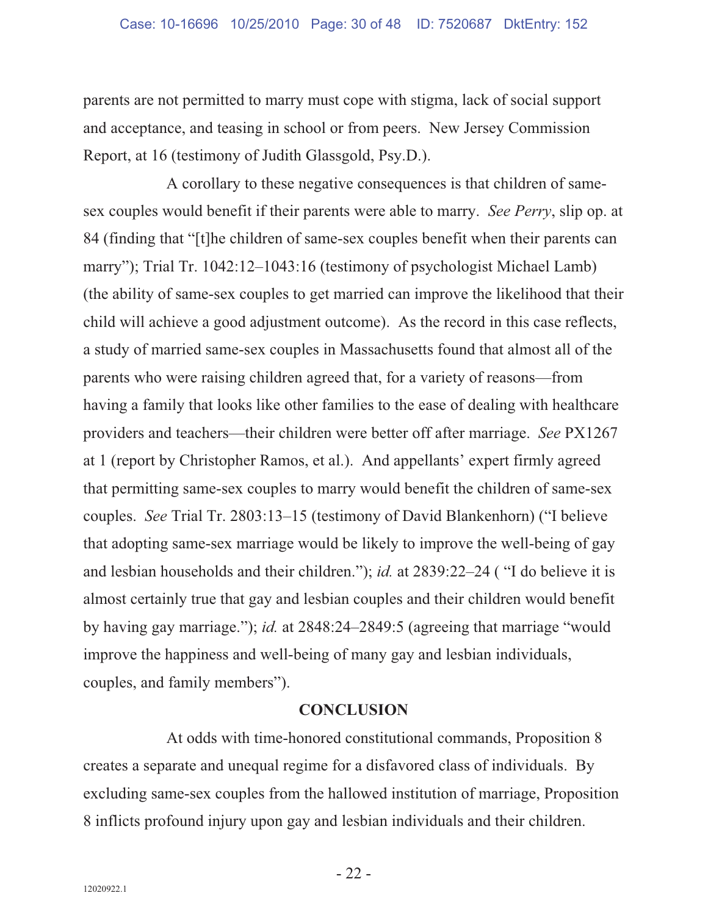parents are not permitted to marry must cope with stigma, lack of social support and acceptance, and teasing in school or from peers. New Jersey Commission Report, at 16 (testimony of Judith Glassgold, Psy.D.).

A corollary to these negative consequences is that children of same-sex couples would benefit if their parents were able to marry. *See Perry*, slip op. at 84 (finding that "[t]he children of same-sex couples benefit when their parents can marry"); Trial Tr. 1042:12–1043:16 (testimony of psychologist Michael Lamb) (the ability of same-sex couples to get married can improve the likelihood that their child will achieve a good adjustment outcome). As the record in this case reflects, a study of married same-sex couples in Massachusetts found that almost all of the parents who were raising children agreed that, for a variety of reasons—from having a family that looks like other families to the ease of dealing with healthcare providers and teachers—their children were better off after marriage. *See* PX1267 at 1 (report by Christopher Ramos, et al.). And appellants' expert firmly agreed that permitting same-sex couples to marry would benefit the children of same-sex couples. *See* Trial Tr. 2803:13–15 (testimony of David Blankenhorn) ("I believe that adopting same-sex marriage would be likely to improve the well-being of gay and lesbian households and their children."); *id.* at 2839:22–24 ( "I do believe it is almost certainly true that gay and lesbian couples and their children would benefit by having gay marriage."); *id.* at 2848:24–2849:5 (agreeing that marriage "would improve the happiness and well-being of many gay and lesbian individuals, couples, and family members").

## CONCLUSION

At odds with time-honored constitutional commands, Proposition 8 creates a separate and unequal regime for a disfavored class of individuals. By excluding same-sex couples from the hallowed institution of marriage, Proposition 8 inflicts profound injury upon gay and lesbian individuals and their children.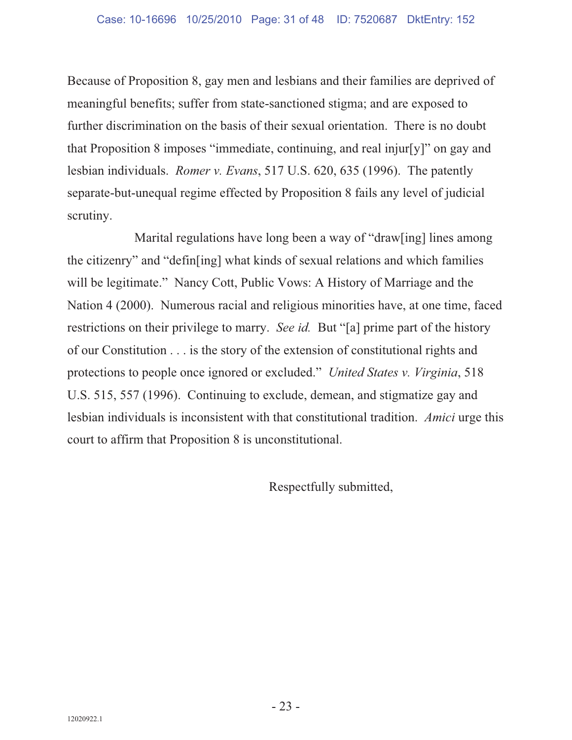Because of Proposition 8, gay men and lesbians and their families are deprived of meaningful benefits; suffer from state-sanctioned stigma; and are exposed to further discrimination on the basis of their sexual orientation. There is no doubt that Proposition 8 imposes "immediate, continuing, and real injur[y]" on gay and lesbian individuals. *Romer v. Evans*, 517 U.S. 620, 635 (1996). The patently separate-but-unequal regime effected by Proposition 8 fails any level of judicial scrutiny.

Marital regulations have long been a way of "draw[ing] lines among the citizenry" and "defin[ing] what kinds of sexual relations and which families will be legitimate." Nancy Cott, Public Vows: A History of Marriage and the Nation 4 (2000). Numerous racial and religious minorities have, at one time, faced restrictions on their privilege to marry. *See id.* But "[a] prime part of the history of our Constitution . . . is the story of the extension of constitutional rights and protections to people once ignored or excluded." *United States v. Virginia*, 518 U.S. 515, 557 (1996). Continuing to exclude, demean, and stigmatize gay and lesbian individuals is inconsistent with that constitutional tradition. *Amici* urge this court to affirm that Proposition 8 is unconstitutional.

Respectfully submitted,

12020922.1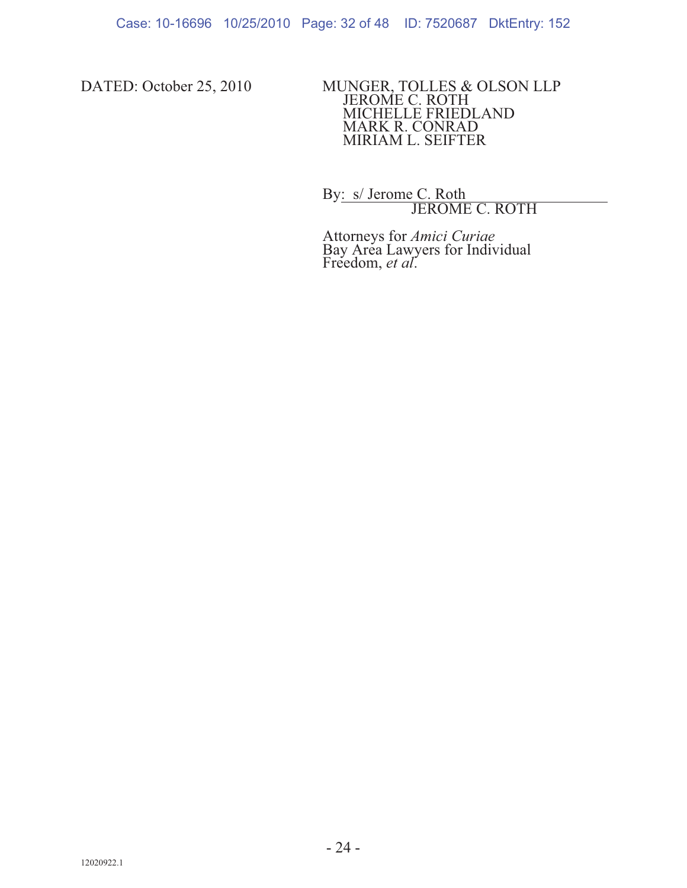DATED: October 25, 2010

MUNGER, TOLLES & OLSON LLP
JEROME C. ROTH
MICHELLE FRIEDLAND
MARK R. CONRAD
MIRIAM L. SEIFTER

By: s/ Jerome C. Roth
JEROME C. ROTH

Attorneys for *Amici Curiae*
Bay Area Lawyers for Individual Freedom, *et al*.

12020922.1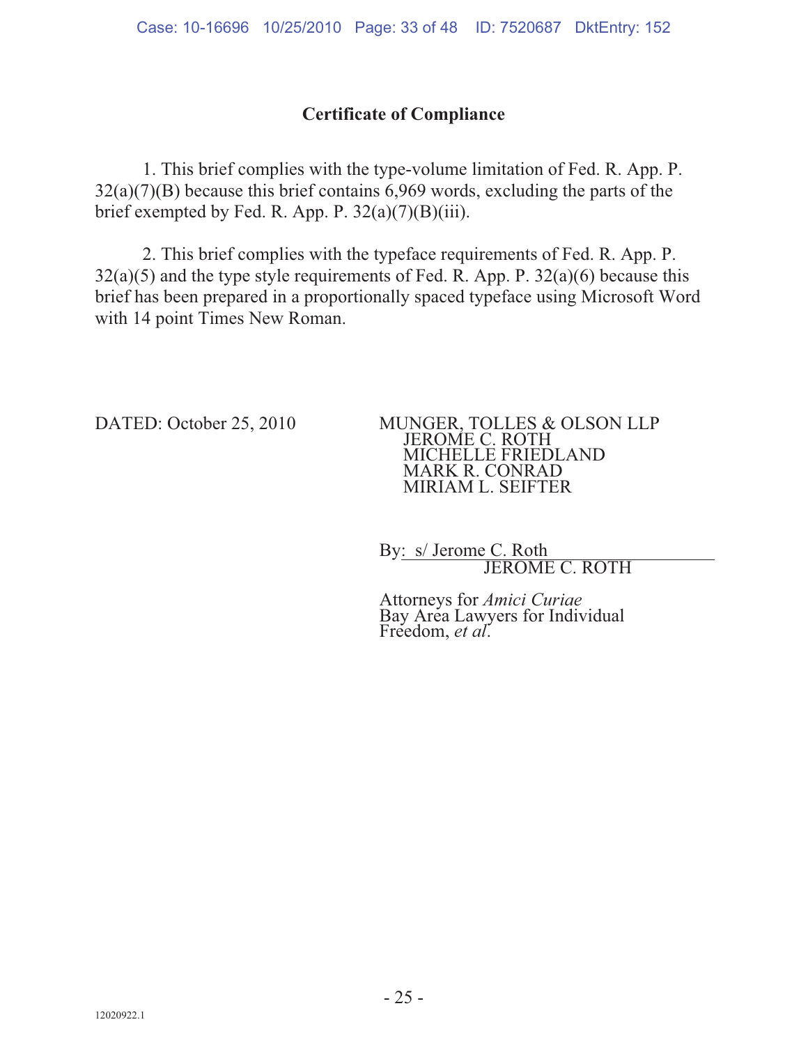## Certificate of Compliance

1. This brief complies with the type-volume limitation of Fed. R. App. P. 32(a)(7)(B) because this brief contains 6,969 words, excluding the parts of the brief exempted by Fed. R. App. P. 32(a)(7)(B)(iii).

2. This brief complies with the typeface requirements of Fed. R. App. P. 32(a)(5) and the type style requirements of Fed. R. App. P. 32(a)(6) because this brief has been prepared in a proportionally spaced typeface using Microsoft Word with 14 point Times New Roman.

DATED: October 25, 2010

MUNGER, TOLLES & OLSON LLP
JEROME C. ROTH
MICHELLE FRIEDLAND
MARK R. CONRAD
MIRIAM L. SEIFTER

By: s/ Jerome C. Roth
JEROME C. ROTH

Attorneys for *Amici Curiae*
Bay Area Lawyers for Individual Freedom, *et al*.

12020922.1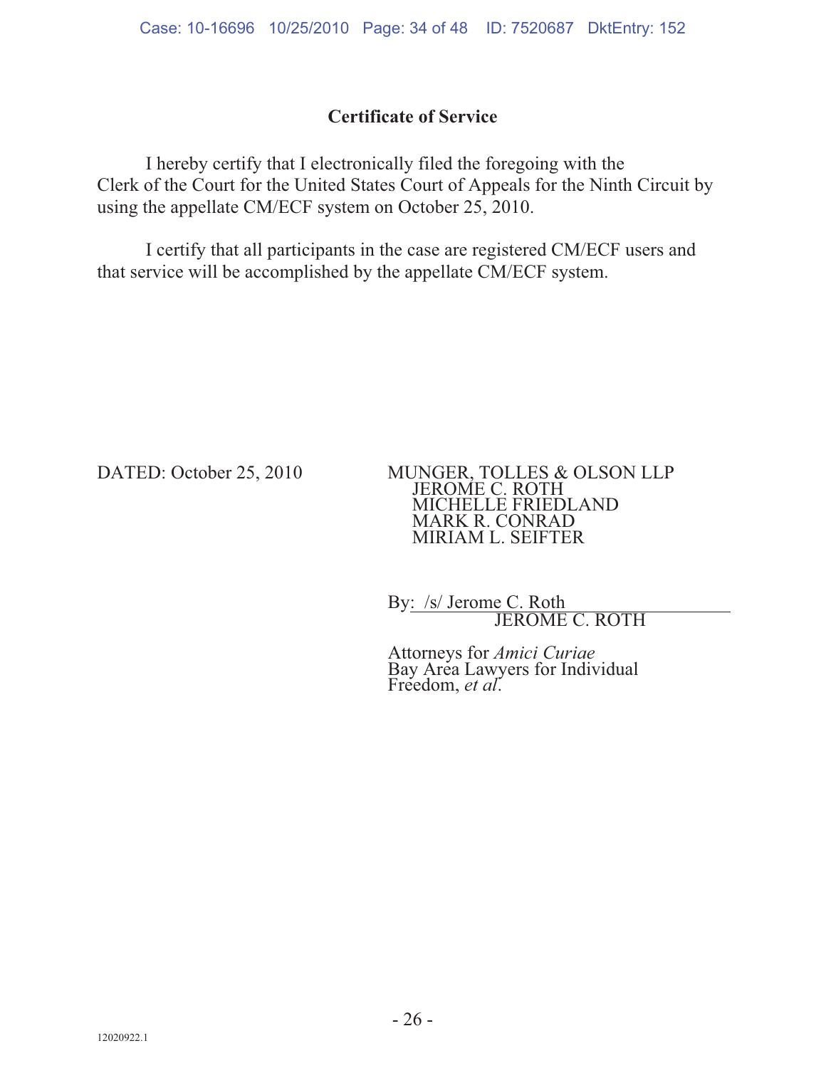## Certificate of Service

I hereby certify that I electronically filed the foregoing with the Clerk of the Court for the United States Court of Appeals for the Ninth Circuit by using the appellate CM/ECF system on October 25, 2010.

I certify that all participants in the case are registered CM/ECF users and that service will be accomplished by the appellate CM/ECF system.

DATED: October 25, 2010

MUNGER, TOLLES & OLSON LLP
JEROME C. ROTH
MICHELLE FRIEDLAND
MARK R. CONRAD
MIRIAM L. SEIFTER

By: /s/ Jerome C. Roth
JEROME C. ROTH

Attorneys for *Amici Curiae*
Bay Area Lawyers for Individual Freedom, *et al*.

12020922.1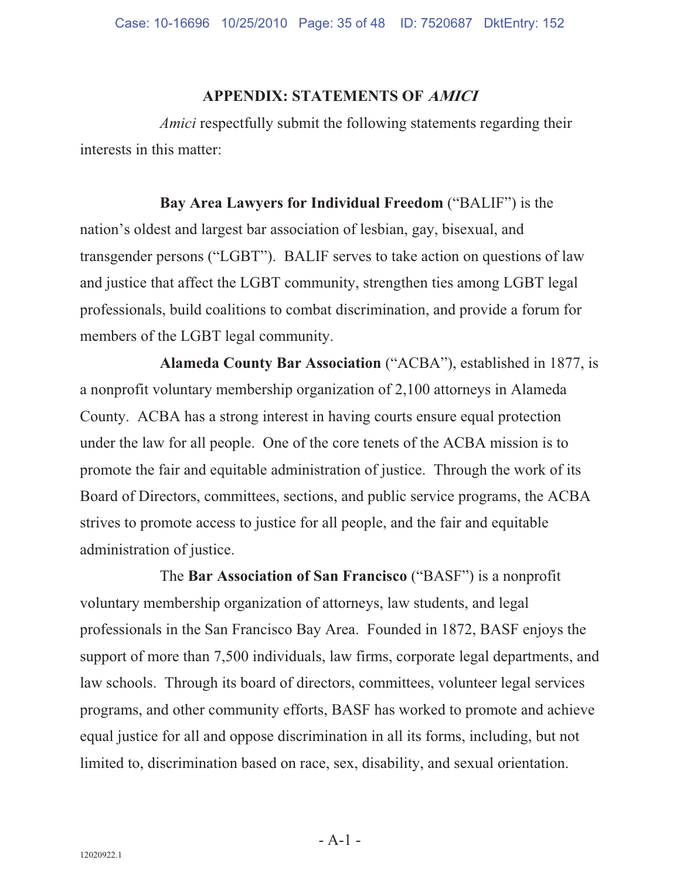## APPENDIX: STATEMENTS OF *AMICI*

*Amici* respectfully submit the following statements regarding their interests in this matter:

**Bay Area Lawyers for Individual Freedom** ("BALIF") is the nation's oldest and largest bar association of lesbian, gay, bisexual, and transgender persons ("LGBT"). BALIF serves to take action on questions of law and justice that affect the LGBT community, strengthen ties among LGBT legal professionals, build coalitions to combat discrimination, and provide a forum for members of the LGBT legal community.

**Alameda County Bar Association** ("ACBA"), established in 1877, is a nonprofit voluntary membership organization of 2,100 attorneys in Alameda County. ACBA has a strong interest in having courts ensure equal protection under the law for all people. One of the core tenets of the ACBA mission is to promote the fair and equitable administration of justice. Through the work of its Board of Directors, committees, sections, and public service programs, the ACBA strives to promote access to justice for all people, and the fair and equitable administration of justice.

The **Bar Association of San Francisco** ("BASF") is a nonprofit voluntary membership organization of attorneys, law students, and legal professionals in the San Francisco Bay Area. Founded in 1872, BASF enjoys the support of more than 7,500 individuals, law firms, corporate legal departments, and law schools. Through its board of directors, committees, volunteer legal services programs, and other community efforts, BASF has worked to promote and achieve equal justice for all and oppose discrimination in all its forms, including, but not limited to, discrimination based on race, sex, disability, and sexual orientation.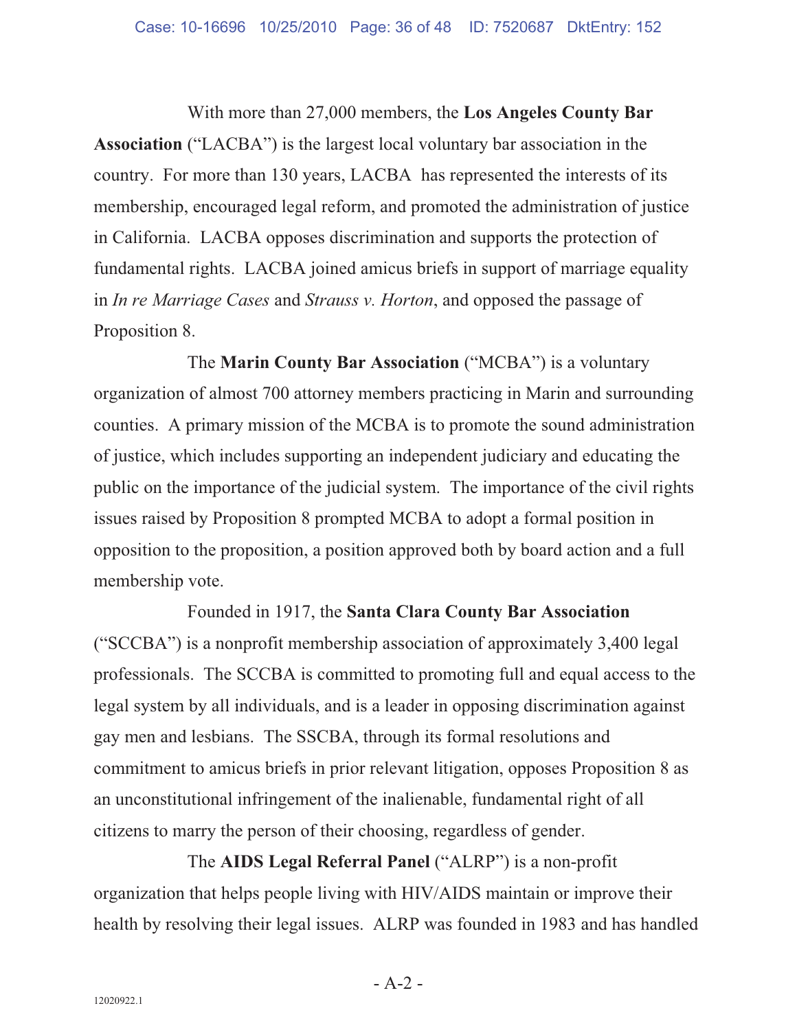With more than 27,000 members, the **Los Angeles County Bar Association** ("LACBA") is the largest local voluntary bar association in the country. For more than 130 years, LACBA has represented the interests of its membership, encouraged legal reform, and promoted the administration of justice in California. LACBA opposes discrimination and supports the protection of fundamental rights. LACBA joined amicus briefs in support of marriage equality in *In re Marriage Cases* and *Strauss v. Horton*, and opposed the passage of Proposition 8.

The **Marin County Bar Association** ("MCBA") is a voluntary organization of almost 700 attorney members practicing in Marin and surrounding counties. A primary mission of the MCBA is to promote the sound administration of justice, which includes supporting an independent judiciary and educating the public on the importance of the judicial system. The importance of the civil rights issues raised by Proposition 8 prompted MCBA to adopt a formal position in opposition to the proposition, a position approved both by board action and a full membership vote.

Founded in 1917, the **Santa Clara County Bar Association** ("SCCBA") is a nonprofit membership association of approximately 3,400 legal professionals. The SCCBA is committed to promoting full and equal access to the legal system by all individuals, and is a leader in opposing discrimination against gay men and lesbians. The SSCBA, through its formal resolutions and commitment to amicus briefs in prior relevant litigation, opposes Proposition 8 as an unconstitutional infringement of the inalienable, fundamental right of all citizens to marry the person of their choosing, regardless of gender.

The **AIDS Legal Referral Panel** ("ALRP") is a non-profit organization that helps people living with HIV/AIDS maintain or improve their health by resolving their legal issues. ALRP was founded in 1983 and has handled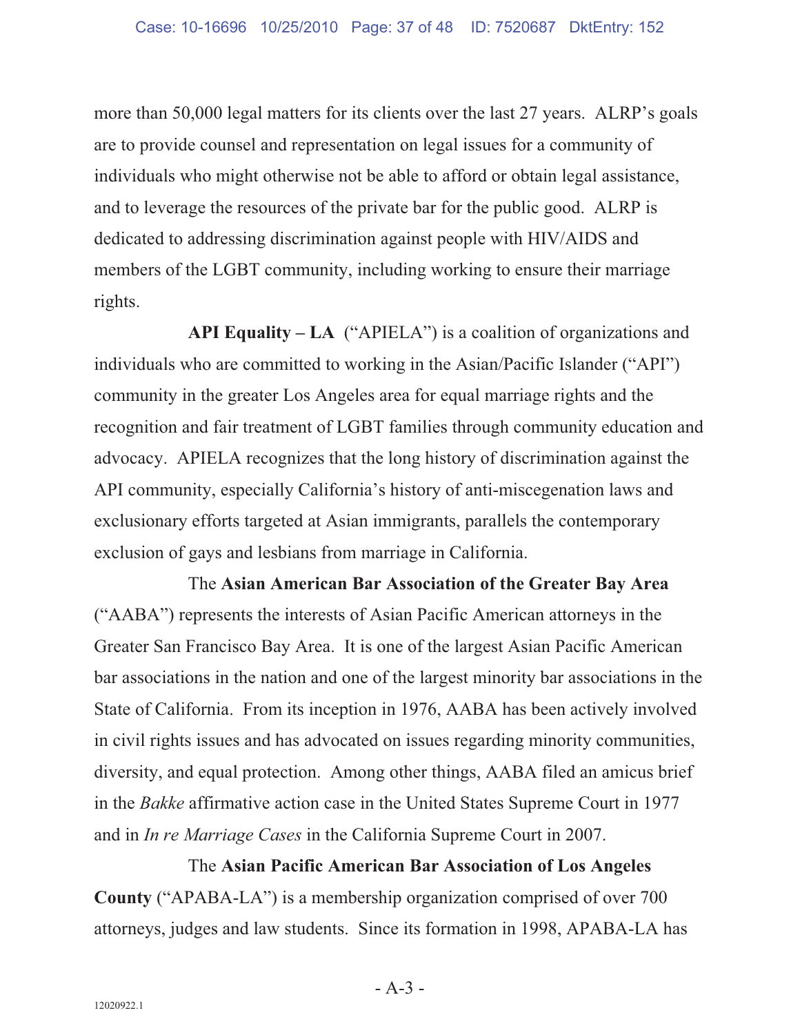more than 50,000 legal matters for its clients over the last 27 years. ALRP's goals are to provide counsel and representation on legal issues for a community of individuals who might otherwise not be able to afford or obtain legal assistance, and to leverage the resources of the private bar for the public good. ALRP is dedicated to addressing discrimination against people with HIV/AIDS and members of the LGBT community, including working to ensure their marriage rights.

**API Equality – LA** ("APIELA") is a coalition of organizations and individuals who are committed to working in the Asian/Pacific Islander ("API") community in the greater Los Angeles area for equal marriage rights and the recognition and fair treatment of LGBT families through community education and advocacy. APIELA recognizes that the long history of discrimination against the API community, especially California's history of anti-miscegenation laws and exclusionary efforts targeted at Asian immigrants, parallels the contemporary exclusion of gays and lesbians from marriage in California.

The **Asian American Bar Association of the Greater Bay Area** ("AABA") represents the interests of Asian Pacific American attorneys in the Greater San Francisco Bay Area. It is one of the largest Asian Pacific American bar associations in the nation and one of the largest minority bar associations in the State of California. From its inception in 1976, AABA has been actively involved in civil rights issues and has advocated on issues regarding minority communities, diversity, and equal protection. Among other things, AABA filed an amicus brief in the *Bakke* affirmative action case in the United States Supreme Court in 1977 and in *In re Marriage Cases* in the California Supreme Court in 2007.

The **Asian Pacific American Bar Association of Los Angeles County** ("APABA-LA") is a membership organization comprised of over 700 attorneys, judges and law students. Since its formation in 1998, APABA-LA has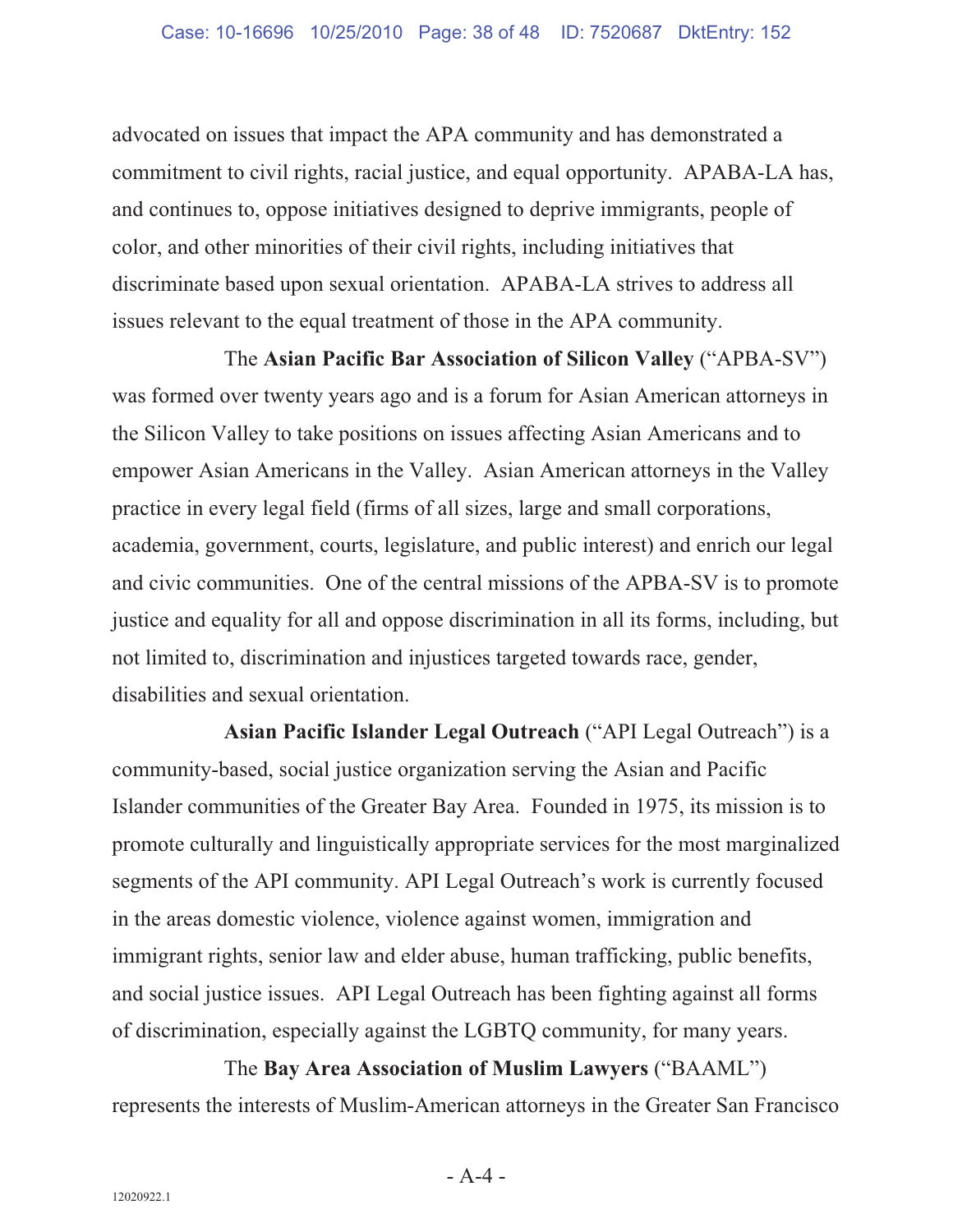advocated on issues that impact the APA community and has demonstrated a commitment to civil rights, racial justice, and equal opportunity. APABA-LA has, and continues to, oppose initiatives designed to deprive immigrants, people of color, and other minorities of their civil rights, including initiatives that discriminate based upon sexual orientation. APABA-LA strives to address all issues relevant to the equal treatment of those in the APA community.

The **Asian Pacific Bar Association of Silicon Valley** ("APBA-SV") was formed over twenty years ago and is a forum for Asian American attorneys in the Silicon Valley to take positions on issues affecting Asian Americans and to empower Asian Americans in the Valley. Asian American attorneys in the Valley practice in every legal field (firms of all sizes, large and small corporations, academia, government, courts, legislature, and public interest) and enrich our legal and civic communities. One of the central missions of the APBA-SV is to promote justice and equality for all and oppose discrimination in all its forms, including, but not limited to, discrimination and injustices targeted towards race, gender, disabilities and sexual orientation.

**Asian Pacific Islander Legal Outreach** ("API Legal Outreach") is a community-based, social justice organization serving the Asian and Pacific Islander communities of the Greater Bay Area. Founded in 1975, its mission is to promote culturally and linguistically appropriate services for the most marginalized segments of the API community. API Legal Outreach's work is currently focused in the areas domestic violence, violence against women, immigration and immigrant rights, senior law and elder abuse, human trafficking, public benefits, and social justice issues. API Legal Outreach has been fighting against all forms of discrimination, especially against the LGBTQ community, for many years.

The **Bay Area Association of Muslim Lawyers** ("BAAML") represents the interests of Muslim-American attorneys in the Greater San Francisco

- A-4 -

12020922.1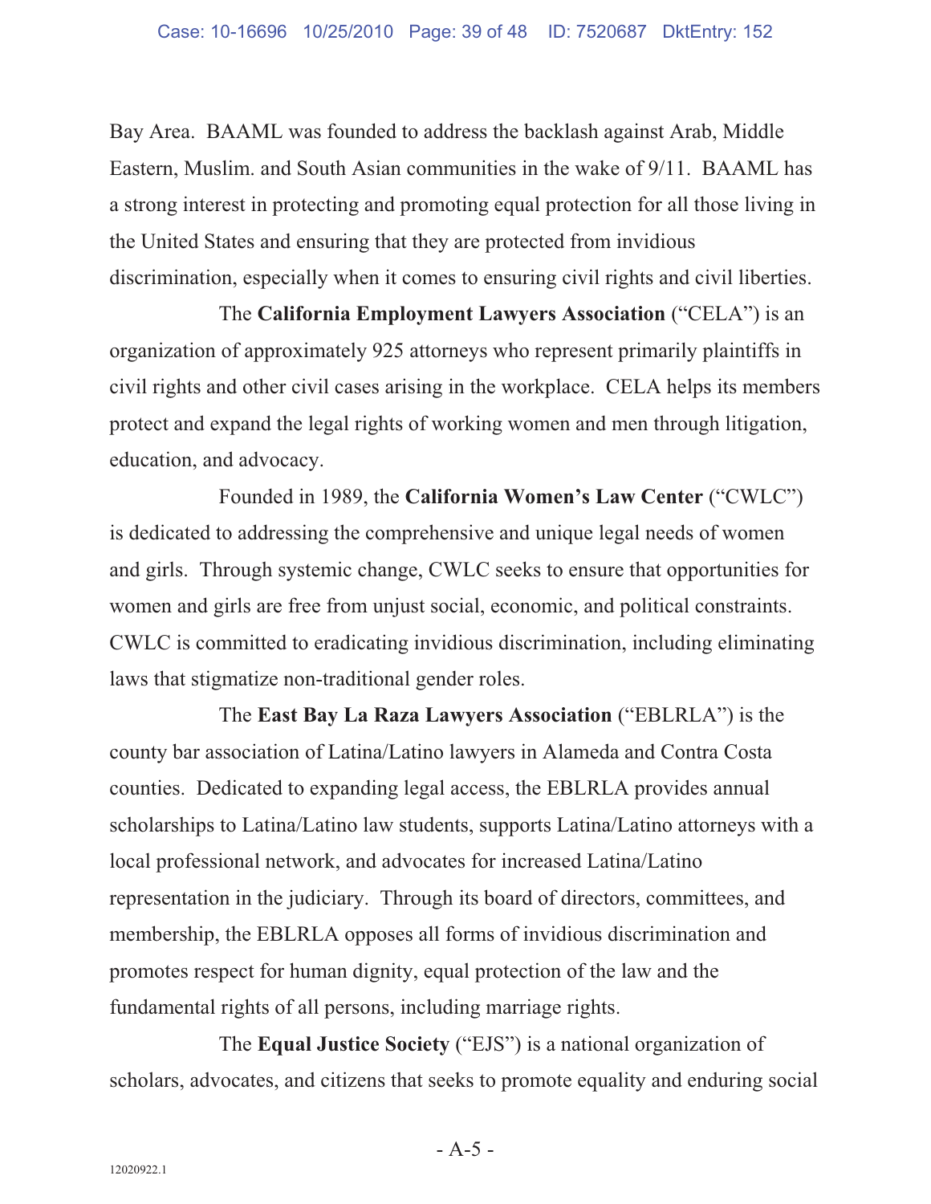Bay Area. BAAML was founded to address the backlash against Arab, Middle Eastern, Muslim. and South Asian communities in the wake of 9/11. BAAML has a strong interest in protecting and promoting equal protection for all those living in the United States and ensuring that they are protected from invidious discrimination, especially when it comes to ensuring civil rights and civil liberties.

The **California Employment Lawyers Association** ("CELA") is an organization of approximately 925 attorneys who represent primarily plaintiffs in civil rights and other civil cases arising in the workplace. CELA helps its members protect and expand the legal rights of working women and men through litigation, education, and advocacy.

Founded in 1989, the **California Women's Law Center** ("CWLC") is dedicated to addressing the comprehensive and unique legal needs of women and girls. Through systemic change, CWLC seeks to ensure that opportunities for women and girls are free from unjust social, economic, and political constraints. CWLC is committed to eradicating invidious discrimination, including eliminating laws that stigmatize non-traditional gender roles.

The **East Bay La Raza Lawyers Association** ("EBLRLA") is the county bar association of Latina/Latino lawyers in Alameda and Contra Costa counties. Dedicated to expanding legal access, the EBLRLA provides annual scholarships to Latina/Latino law students, supports Latina/Latino attorneys with a local professional network, and advocates for increased Latina/Latino representation in the judiciary. Through its board of directors, committees, and membership, the EBLRLA opposes all forms of invidious discrimination and promotes respect for human dignity, equal protection of the law and the fundamental rights of all persons, including marriage rights.

The **Equal Justice Society** ("EJS") is a national organization of scholars, advocates, and citizens that seeks to promote equality and enduring social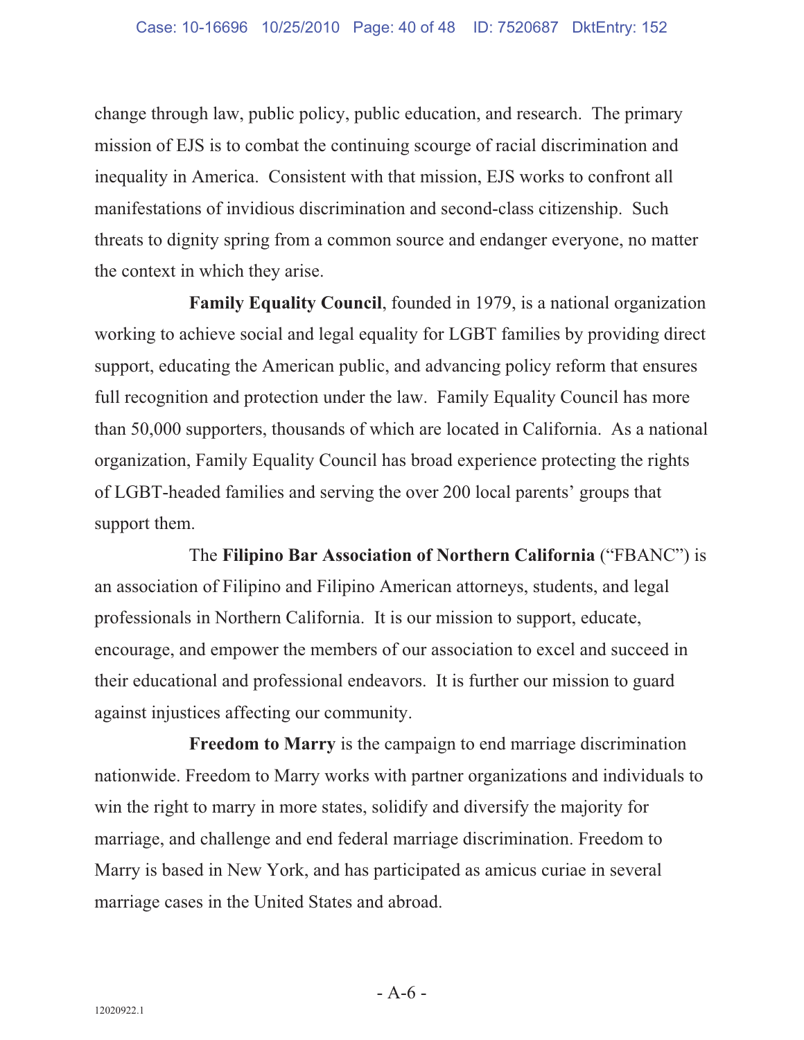change through law, public policy, public education, and research. The primary mission of EJS is to combat the continuing scourge of racial discrimination and inequality in America. Consistent with that mission, EJS works to confront all manifestations of invidious discrimination and second-class citizenship. Such threats to dignity spring from a common source and endanger everyone, no matter the context in which they arise.

**Family Equality Council**, founded in 1979, is a national organization working to achieve social and legal equality for LGBT families by providing direct support, educating the American public, and advancing policy reform that ensures full recognition and protection under the law. Family Equality Council has more than 50,000 supporters, thousands of which are located in California. As a national organization, Family Equality Council has broad experience protecting the rights of LGBT-headed families and serving the over 200 local parents' groups that support them.

The **Filipino Bar Association of Northern California** ("FBANC") is an association of Filipino and Filipino American attorneys, students, and legal professionals in Northern California. It is our mission to support, educate, encourage, and empower the members of our association to excel and succeed in their educational and professional endeavors. It is further our mission to guard against injustices affecting our community.

**Freedom to Marry** is the campaign to end marriage discrimination nationwide. Freedom to Marry works with partner organizations and individuals to win the right to marry in more states, solidify and diversify the majority for marriage, and challenge and end federal marriage discrimination. Freedom to Marry is based in New York, and has participated as amicus curiae in several marriage cases in the United States and abroad.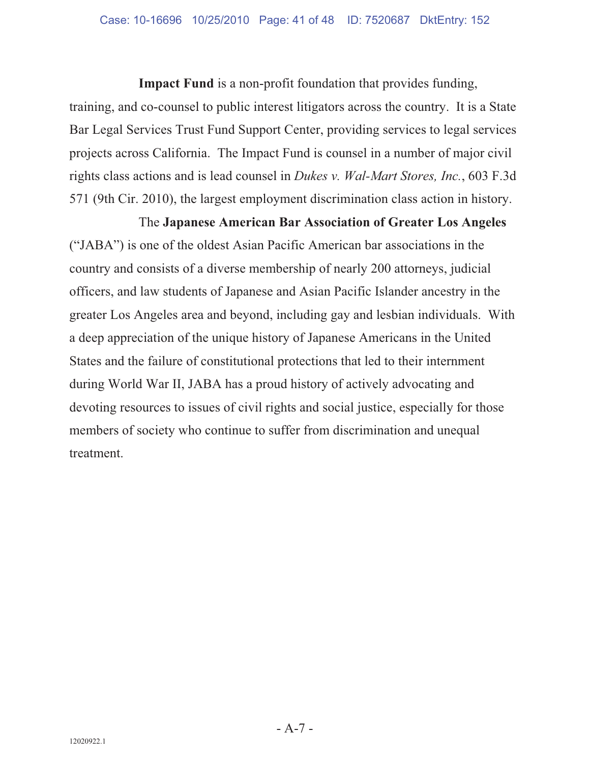**Impact Fund** is a non-profit foundation that provides funding, training, and co-counsel to public interest litigators across the country. It is a State Bar Legal Services Trust Fund Support Center, providing services to legal services projects across California. The Impact Fund is counsel in a number of major civil rights class actions and is lead counsel in *Dukes v. Wal-Mart Stores, Inc.*, 603 F.3d 571 (9th Cir. 2010), the largest employment discrimination class action in history.

The **Japanese American Bar Association of Greater Los Angeles** ("JABA") is one of the oldest Asian Pacific American bar associations in the country and consists of a diverse membership of nearly 200 attorneys, judicial officers, and law students of Japanese and Asian Pacific Islander ancestry in the greater Los Angeles area and beyond, including gay and lesbian individuals. With a deep appreciation of the unique history of Japanese Americans in the United States and the failure of constitutional protections that led to their internment during World War II, JABA has a proud history of actively advocating and devoting resources to issues of civil rights and social justice, especially for those members of society who continue to suffer from discrimination and unequal treatment.

12020922.1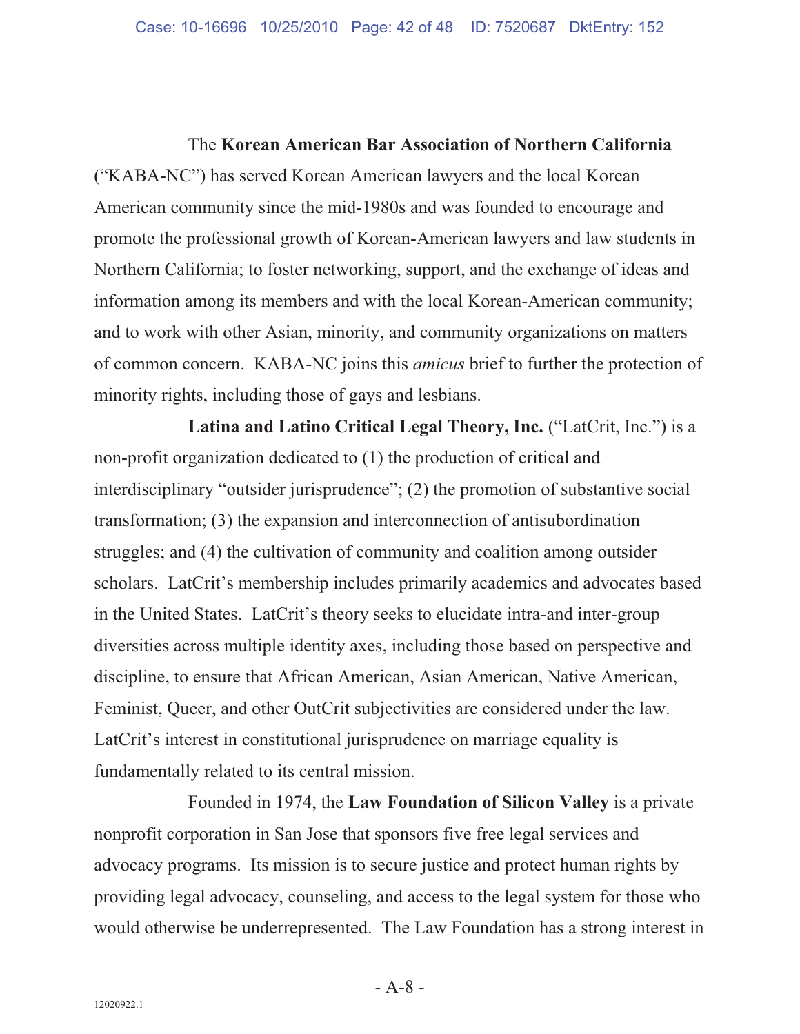The **Korean American Bar Association of Northern California** ("KABA-NC") has served Korean American lawyers and the local Korean American community since the mid-1980s and was founded to encourage and promote the professional growth of Korean-American lawyers and law students in Northern California; to foster networking, support, and the exchange of ideas and information among its members and with the local Korean-American community; and to work with other Asian, minority, and community organizations on matters of common concern. KABA-NC joins this *amicus* brief to further the protection of minority rights, including those of gays and lesbians.

**Latina and Latino Critical Legal Theory, Inc.** ("LatCrit, Inc.") is a non-profit organization dedicated to (1) the production of critical and interdisciplinary "outsider jurisprudence"; (2) the promotion of substantive social transformation; (3) the expansion and interconnection of antisubordination struggles; and (4) the cultivation of community and coalition among outsider scholars. LatCrit's membership includes primarily academics and advocates based in the United States. LatCrit's theory seeks to elucidate intra-and inter-group diversities across multiple identity axes, including those based on perspective and discipline, to ensure that African American, Asian American, Native American, Feminist, Queer, and other OutCrit subjectivities are considered under the law. LatCrit's interest in constitutional jurisprudence on marriage equality is fundamentally related to its central mission.

Founded in 1974, the **Law Foundation of Silicon Valley** is a private nonprofit corporation in San Jose that sponsors five free legal services and advocacy programs. Its mission is to secure justice and protect human rights by providing legal advocacy, counseling, and access to the legal system for those who would otherwise be underrepresented. The Law Foundation has a strong interest in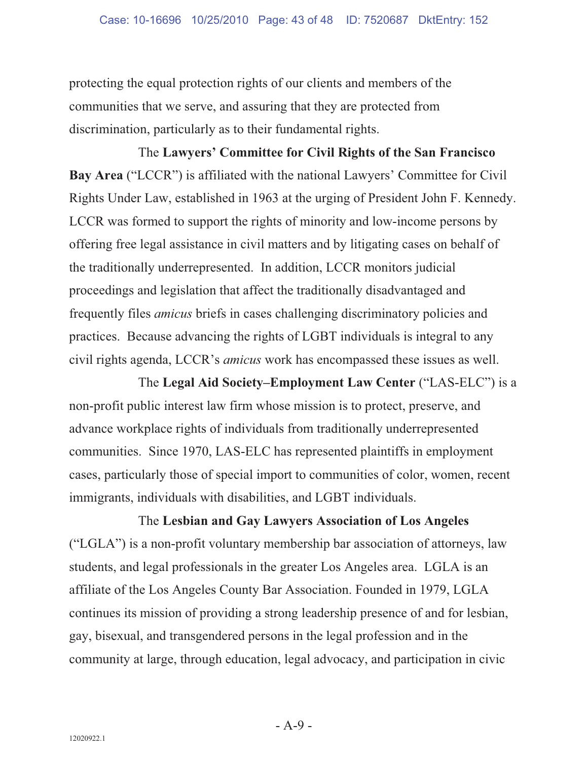protecting the equal protection rights of our clients and members of the communities that we serve, and assuring that they are protected from discrimination, particularly as to their fundamental rights.

The **Lawyers' Committee for Civil Rights of the San Francisco Bay Area** ("LCCR") is affiliated with the national Lawyers' Committee for Civil Rights Under Law, established in 1963 at the urging of President John F. Kennedy. LCCR was formed to support the rights of minority and low-income persons by offering free legal assistance in civil matters and by litigating cases on behalf of the traditionally underrepresented. In addition, LCCR monitors judicial proceedings and legislation that affect the traditionally disadvantaged and frequently files *amicus* briefs in cases challenging discriminatory policies and practices. Because advancing the rights of LGBT individuals is integral to any civil rights agenda, LCCR's *amicus* work has encompassed these issues as well.

The **Legal Aid Society–Employment Law Center** ("LAS-ELC") is a non-profit public interest law firm whose mission is to protect, preserve, and advance workplace rights of individuals from traditionally underrepresented communities. Since 1970, LAS-ELC has represented plaintiffs in employment cases, particularly those of special import to communities of color, women, recent immigrants, individuals with disabilities, and LGBT individuals.

The **Lesbian and Gay Lawyers Association of Los Angeles** ("LGLA") is a non-profit voluntary membership bar association of attorneys, law students, and legal professionals in the greater Los Angeles area. LGLA is an affiliate of the Los Angeles County Bar Association. Founded in 1979, LGLA continues its mission of providing a strong leadership presence of and for lesbian, gay, bisexual, and transgendered persons in the legal profession and in the community at large, through education, legal advocacy, and participation in civic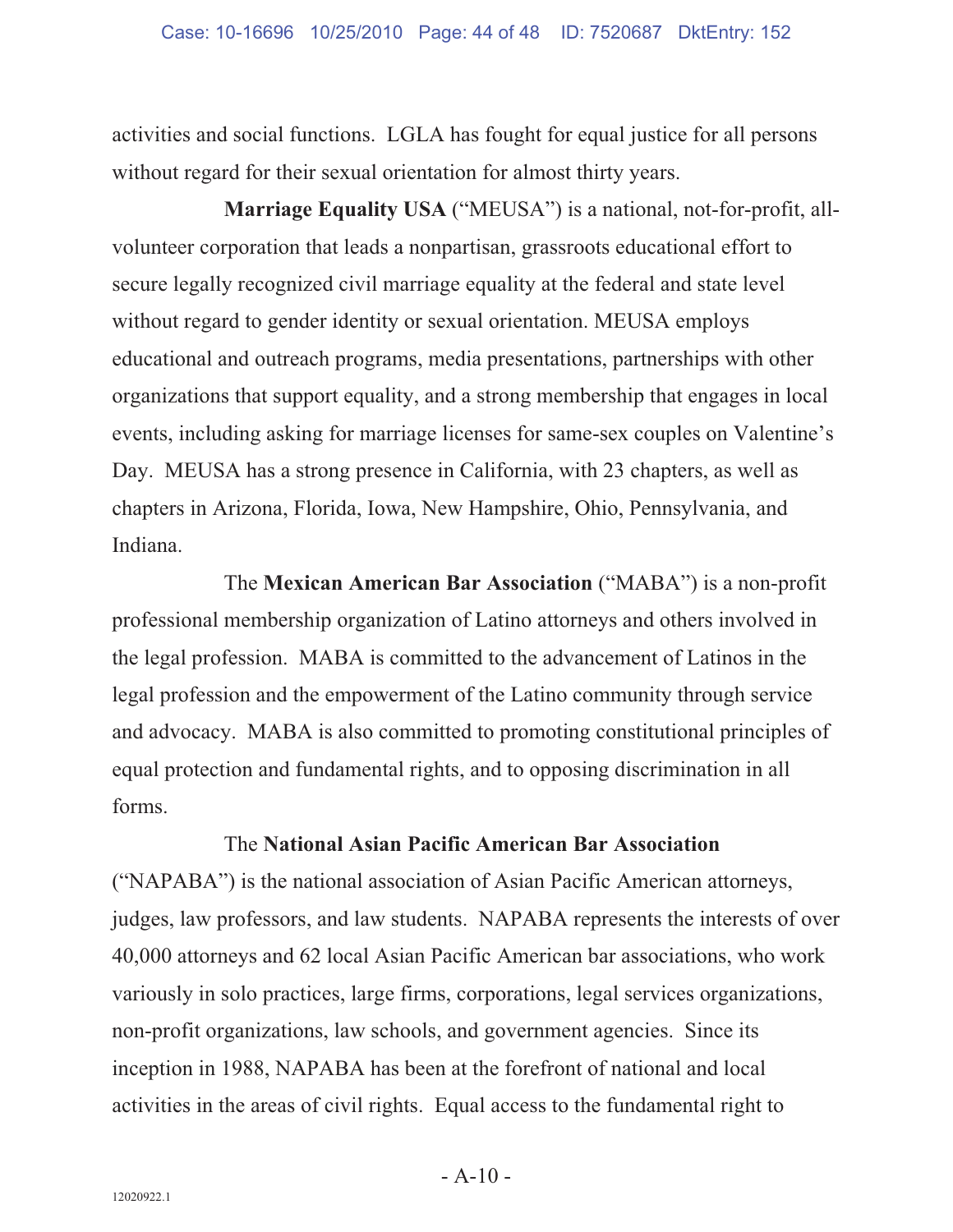activities and social functions. LGLA has fought for equal justice for all persons without regard for their sexual orientation for almost thirty years.

**Marriage Equality USA** ("MEUSA") is a national, not-for-profit, all-volunteer corporation that leads a nonpartisan, grassroots educational effort to secure legally recognized civil marriage equality at the federal and state level without regard to gender identity or sexual orientation. MEUSA employs educational and outreach programs, media presentations, partnerships with other organizations that support equality, and a strong membership that engages in local events, including asking for marriage licenses for same-sex couples on Valentine's Day. MEUSA has a strong presence in California, with 23 chapters, as well as chapters in Arizona, Florida, Iowa, New Hampshire, Ohio, Pennsylvania, and Indiana.

The **Mexican American Bar Association** ("MABA") is a non-profit professional membership organization of Latino attorneys and others involved in the legal profession. MABA is committed to the advancement of Latinos in the legal profession and the empowerment of the Latino community through service and advocacy. MABA is also committed to promoting constitutional principles of equal protection and fundamental rights, and to opposing discrimination in all forms.

The **National Asian Pacific American Bar Association** ("NAPABA") is the national association of Asian Pacific American attorneys, judges, law professors, and law students. NAPABA represents the interests of over 40,000 attorneys and 62 local Asian Pacific American bar associations, who work variously in solo practices, large firms, corporations, legal services organizations, non-profit organizations, law schools, and government agencies. Since its inception in 1988, NAPABA has been at the forefront of national and local activities in the areas of civil rights. Equal access to the fundamental right to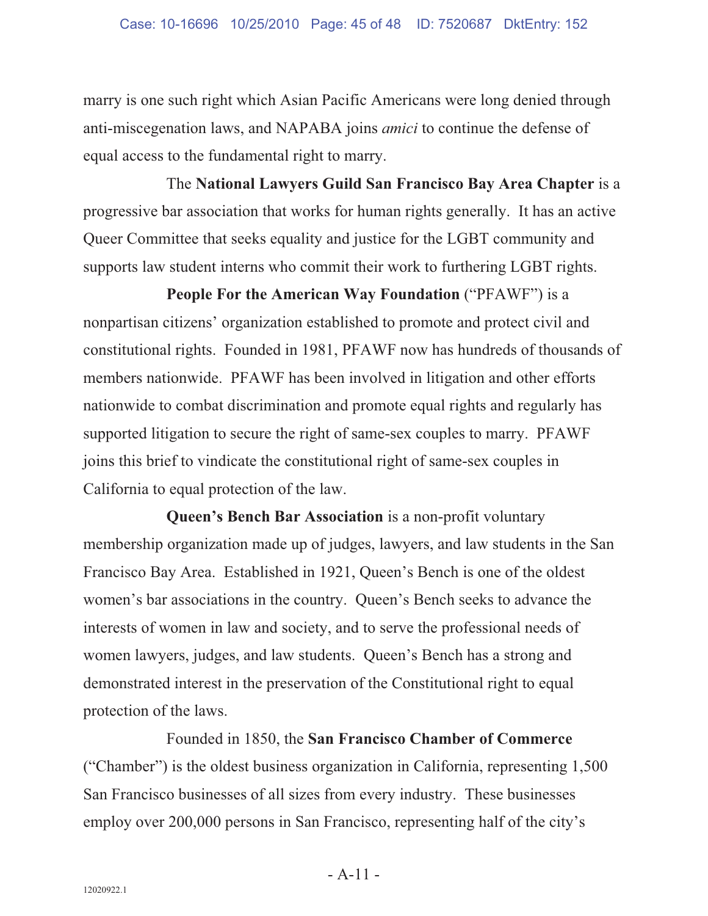marry is one such right which Asian Pacific Americans were long denied through anti-miscegenation laws, and NAPABA joins *amici* to continue the defense of equal access to the fundamental right to marry.

The **National Lawyers Guild San Francisco Bay Area Chapter** is a progressive bar association that works for human rights generally. It has an active Queer Committee that seeks equality and justice for the LGBT community and supports law student interns who commit their work to furthering LGBT rights.

**People For the American Way Foundation** ("PFAWF") is a nonpartisan citizens' organization established to promote and protect civil and constitutional rights. Founded in 1981, PFAWF now has hundreds of thousands of members nationwide. PFAWF has been involved in litigation and other efforts nationwide to combat discrimination and promote equal rights and regularly has supported litigation to secure the right of same-sex couples to marry. PFAWF joins this brief to vindicate the constitutional right of same-sex couples in California to equal protection of the law.

**Queen's Bench Bar Association** is a non-profit voluntary membership organization made up of judges, lawyers, and law students in the San Francisco Bay Area. Established in 1921, Queen's Bench is one of the oldest women's bar associations in the country. Queen's Bench seeks to advance the interests of women in law and society, and to serve the professional needs of women lawyers, judges, and law students. Queen's Bench has a strong and demonstrated interest in the preservation of the Constitutional right to equal protection of the laws.

Founded in 1850, the **San Francisco Chamber of Commerce** ("Chamber") is the oldest business organization in California, representing 1,500 San Francisco businesses of all sizes from every industry. These businesses employ over 200,000 persons in San Francisco, representing half of the city's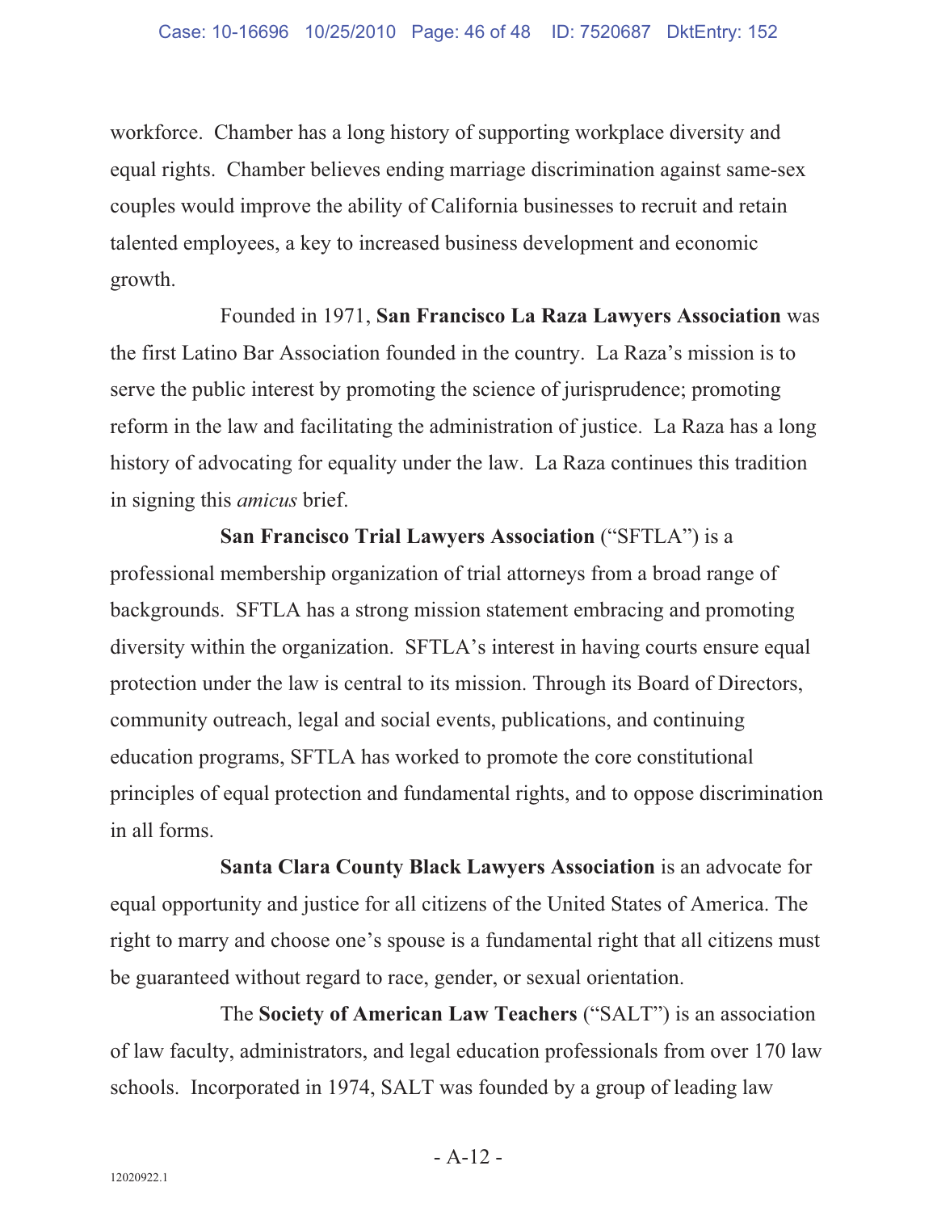workforce. Chamber has a long history of supporting workplace diversity and equal rights. Chamber believes ending marriage discrimination against same-sex couples would improve the ability of California businesses to recruit and retain talented employees, a key to increased business development and economic growth.

Founded in 1971, **San Francisco La Raza Lawyers Association** was the first Latino Bar Association founded in the country. La Raza's mission is to serve the public interest by promoting the science of jurisprudence; promoting reform in the law and facilitating the administration of justice. La Raza has a long history of advocating for equality under the law. La Raza continues this tradition in signing this *amicus* brief.

**San Francisco Trial Lawyers Association** ("SFTLA") is a professional membership organization of trial attorneys from a broad range of backgrounds. SFTLA has a strong mission statement embracing and promoting diversity within the organization. SFTLA's interest in having courts ensure equal protection under the law is central to its mission. Through its Board of Directors, community outreach, legal and social events, publications, and continuing education programs, SFTLA has worked to promote the core constitutional principles of equal protection and fundamental rights, and to oppose discrimination in all forms.

**Santa Clara County Black Lawyers Association** is an advocate for equal opportunity and justice for all citizens of the United States of America. The right to marry and choose one's spouse is a fundamental right that all citizens must be guaranteed without regard to race, gender, or sexual orientation.

The **Society of American Law Teachers** ("SALT") is an association of law faculty, administrators, and legal education professionals from over 170 law schools. Incorporated in 1974, SALT was founded by a group of leading law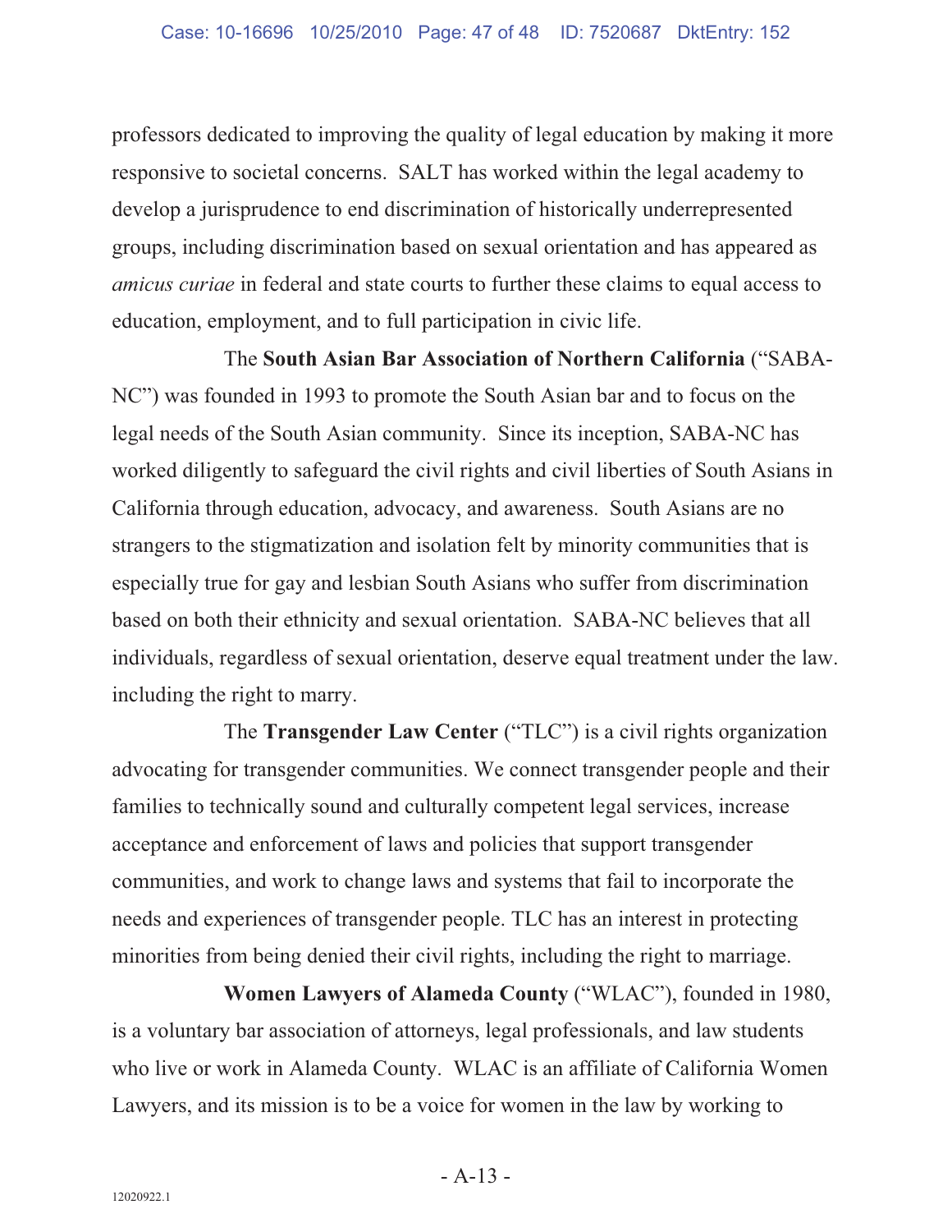professors dedicated to improving the quality of legal education by making it more responsive to societal concerns. SALT has worked within the legal academy to develop a jurisprudence to end discrimination of historically underrepresented groups, including discrimination based on sexual orientation and has appeared as *amicus curiae* in federal and state courts to further these claims to equal access to education, employment, and to full participation in civic life.

The **South Asian Bar Association of Northern California** ("SABA-NC") was founded in 1993 to promote the South Asian bar and to focus on the legal needs of the South Asian community. Since its inception, SABA-NC has worked diligently to safeguard the civil rights and civil liberties of South Asians in California through education, advocacy, and awareness. South Asians are no strangers to the stigmatization and isolation felt by minority communities that is especially true for gay and lesbian South Asians who suffer from discrimination based on both their ethnicity and sexual orientation. SABA-NC believes that all individuals, regardless of sexual orientation, deserve equal treatment under the law. including the right to marry.

The **Transgender Law Center** ("TLC") is a civil rights organization advocating for transgender communities. We connect transgender people and their families to technically sound and culturally competent legal services, increase acceptance and enforcement of laws and policies that support transgender communities, and work to change laws and systems that fail to incorporate the needs and experiences of transgender people. TLC has an interest in protecting minorities from being denied their civil rights, including the right to marriage.

**Women Lawyers of Alameda County** ("WLAC"), founded in 1980, is a voluntary bar association of attorneys, legal professionals, and law students who live or work in Alameda County. WLAC is an affiliate of California Women Lawyers, and its mission is to be a voice for women in the law by working to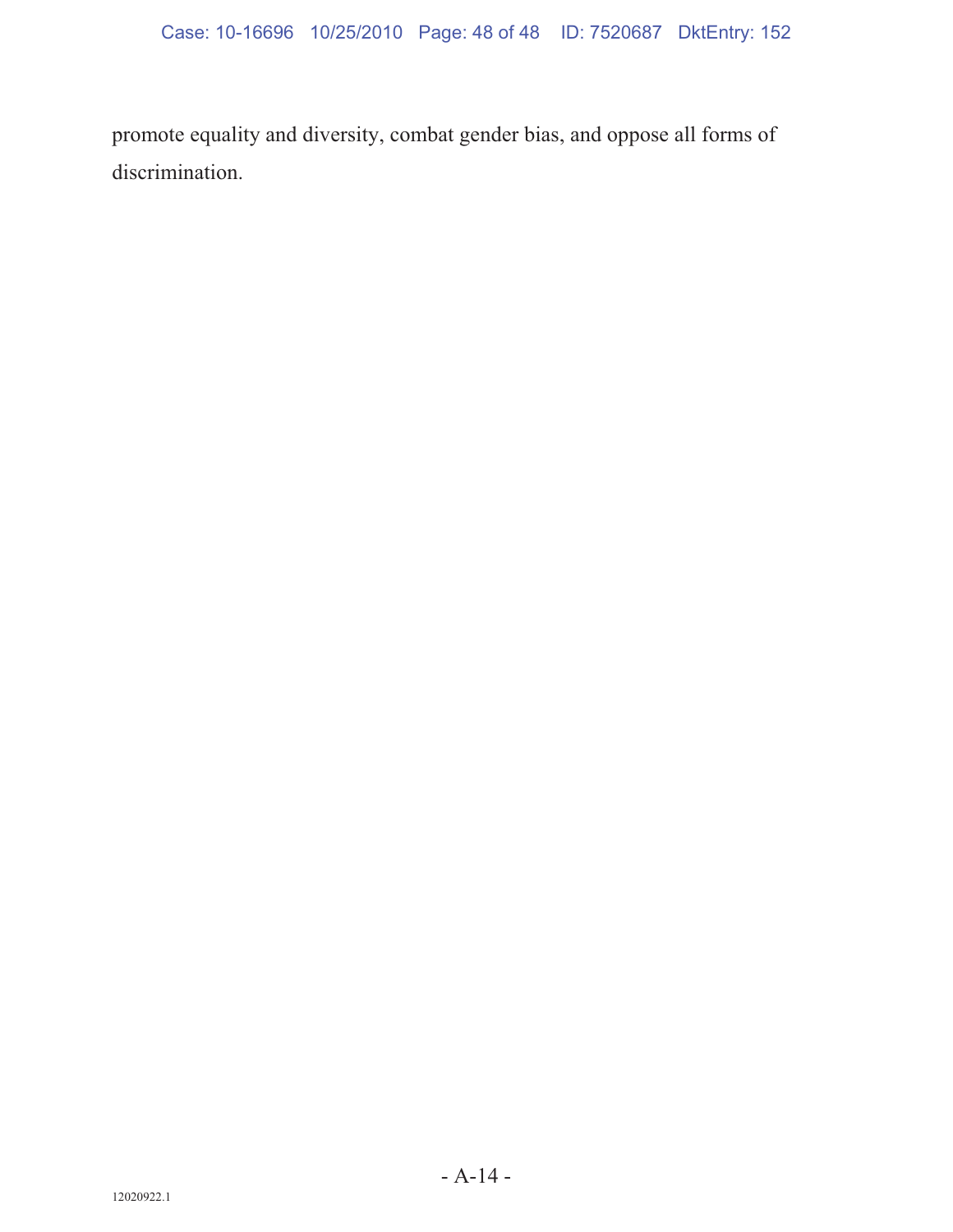promote equality and diversity, combat gender bias, and oppose all forms of discrimination.

12020922.1